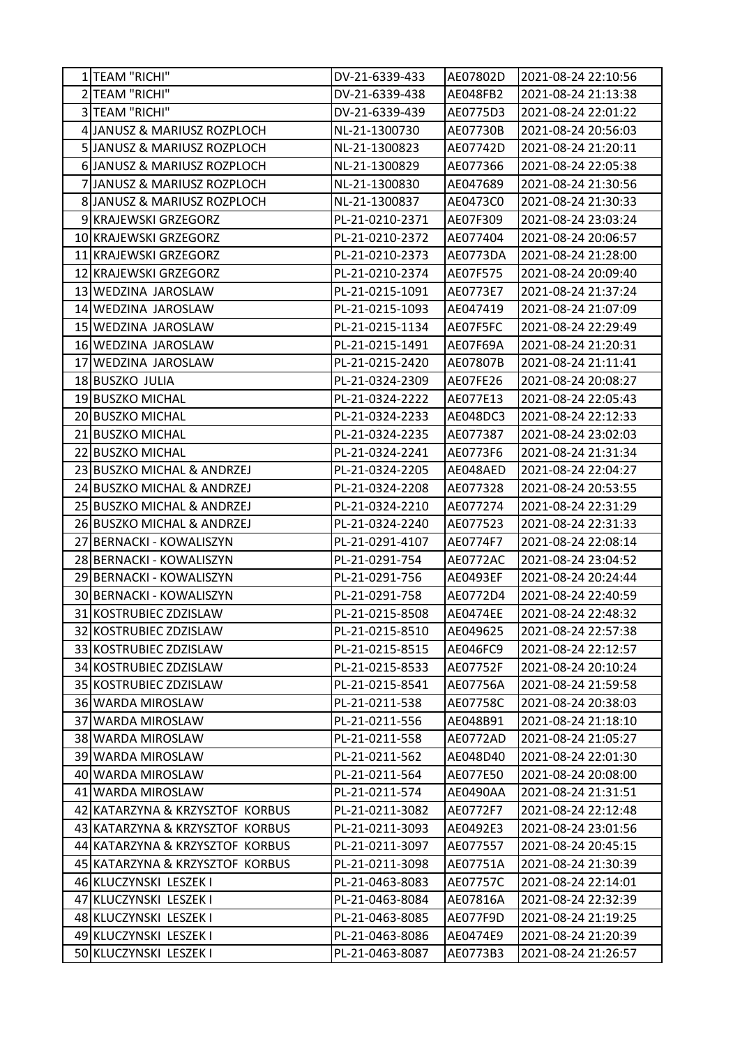| | | | | |
|---|---|---|---|---|
| 1 | TEAM "RICHI" | DV-21-6339-433 | AE07802D | 2021-08-24 22:10:56 |
| 2 | TEAM "RICHI" | DV-21-6339-438 | AE048FB2 | 2021-08-24 21:13:38 |
| 3 | TEAM "RICHI" | DV-21-6339-439 | AE0775D3 | 2021-08-24 22:01:22 |
| 4 | JANUSZ & MARIUSZ ROZPLOCH | NL-21-1300730 | AE07730B | 2021-08-24 20:56:03 |
| 5 | JANUSZ & MARIUSZ ROZPLOCH | NL-21-1300823 | AE07742D | 2021-08-24 21:20:11 |
| 6 | JANUSZ & MARIUSZ ROZPLOCH | NL-21-1300829 | AE077366 | 2021-08-24 22:05:38 |
| 7 | JANUSZ & MARIUSZ ROZPLOCH | NL-21-1300830 | AE047689 | 2021-08-24 21:30:56 |
| 8 | JANUSZ & MARIUSZ ROZPLOCH | NL-21-1300837 | AE0473C0 | 2021-08-24 21:30:33 |
| 9 | KRAJEWSKI GRZEGORZ | PL-21-0210-2371 | AE07F309 | 2021-08-24 23:03:24 |
| 10 | KRAJEWSKI GRZEGORZ | PL-21-0210-2372 | AE077404 | 2021-08-24 20:06:57 |
| 11 | KRAJEWSKI GRZEGORZ | PL-21-0210-2373 | AE0773DA | 2021-08-24 21:28:00 |
| 12 | KRAJEWSKI GRZEGORZ | PL-21-0210-2374 | AE07F575 | 2021-08-24 20:09:40 |
| 13 | WEDZINA JAROSLAW | PL-21-0215-1091 | AE0773E7 | 2021-08-24 21:37:24 |
| 14 | WEDZINA JAROSLAW | PL-21-0215-1093 | AE047419 | 2021-08-24 21:07:09 |
| 15 | WEDZINA JAROSLAW | PL-21-0215-1134 | AE07F5FC | 2021-08-24 22:29:49 |
| 16 | WEDZINA JAROSLAW | PL-21-0215-1491 | AE07F69A | 2021-08-24 21:20:31 |
| 17 | WEDZINA JAROSLAW | PL-21-0215-2420 | AE07807B | 2021-08-24 21:11:41 |
| 18 | BUSZKO JULIA | PL-21-0324-2309 | AE07FE26 | 2021-08-24 20:08:27 |
| 19 | BUSZKO MICHAL | PL-21-0324-2222 | AE077E13 | 2021-08-24 22:05:43 |
| 20 | BUSZKO MICHAL | PL-21-0324-2233 | AE048DC3 | 2021-08-24 22:12:33 |
| 21 | BUSZKO MICHAL | PL-21-0324-2235 | AE077387 | 2021-08-24 23:02:03 |
| 22 | BUSZKO MICHAL | PL-21-0324-2241 | AE0773F6 | 2021-08-24 21:31:34 |
| 23 | BUSZKO MICHAL & ANDRZEJ | PL-21-0324-2205 | AE048AED | 2021-08-24 22:04:27 |
| 24 | BUSZKO MICHAL & ANDRZEJ | PL-21-0324-2208 | AE077328 | 2021-08-24 20:53:55 |
| 25 | BUSZKO MICHAL & ANDRZEJ | PL-21-0324-2210 | AE077274 | 2021-08-24 22:31:29 |
| 26 | BUSZKO MICHAL & ANDRZEJ | PL-21-0324-2240 | AE077523 | 2021-08-24 22:31:33 |
| 27 | BERNACKI - KOWALISZYN | PL-21-0291-4107 | AE0774F7 | 2021-08-24 22:08:14 |
| 28 | BERNACKI - KOWALISZYN | PL-21-0291-754 | AE0772AC | 2021-08-24 23:04:52 |
| 29 | BERNACKI - KOWALISZYN | PL-21-0291-756 | AE0493EF | 2021-08-24 20:24:44 |
| 30 | BERNACKI - KOWALISZYN | PL-21-0291-758 | AE0772D4 | 2021-08-24 22:40:59 |
| 31 | KOSTRUBIEC ZDZISLAW | PL-21-0215-8508 | AE0474EE | 2021-08-24 22:48:32 |
| 32 | KOSTRUBIEC ZDZISLAW | PL-21-0215-8510 | AE049625 | 2021-08-24 22:57:38 |
| 33 | KOSTRUBIEC ZDZISLAW | PL-21-0215-8515 | AE046FC9 | 2021-08-24 22:12:57 |
| 34 | KOSTRUBIEC ZDZISLAW | PL-21-0215-8533 | AE07752F | 2021-08-24 20:10:24 |
| 35 | KOSTRUBIEC ZDZISLAW | PL-21-0215-8541 | AE07756A | 2021-08-24 21:59:58 |
| 36 | WARDA MIROSLAW | PL-21-0211-538 | AE07758C | 2021-08-24 20:38:03 |
| 37 | WARDA MIROSLAW | PL-21-0211-556 | AE048B91 | 2021-08-24 21:18:10 |
| 38 | WARDA MIROSLAW | PL-21-0211-558 | AE0772AD | 2021-08-24 21:05:27 |
| 39 | WARDA MIROSLAW | PL-21-0211-562 | AE048D40 | 2021-08-24 22:01:30 |
| 40 | WARDA MIROSLAW | PL-21-0211-564 | AE077E50 | 2021-08-24 20:08:00 |
| 41 | WARDA MIROSLAW | PL-21-0211-574 | AE0490AA | 2021-08-24 21:31:51 |
| 42 | KATARZYNA & KRZYSZTOF KORBUS | PL-21-0211-3082 | AE0772F7 | 2021-08-24 22:12:48 |
| 43 | KATARZYNA & KRZYSZTOF KORBUS | PL-21-0211-3093 | AE0492E3 | 2021-08-24 23:01:56 |
| 44 | KATARZYNA & KRZYSZTOF KORBUS | PL-21-0211-3097 | AE077557 | 2021-08-24 20:45:15 |
| 45 | KATARZYNA & KRZYSZTOF KORBUS | PL-21-0211-3098 | AE07751A | 2021-08-24 21:30:39 |
| 46 | KLUCZYNSKI LESZEK I | PL-21-0463-8083 | AE07757C | 2021-08-24 22:14:01 |
| 47 | KLUCZYNSKI LESZEK I | PL-21-0463-8084 | AE07816A | 2021-08-24 22:32:39 |
| 48 | KLUCZYNSKI LESZEK I | PL-21-0463-8085 | AE077F9D | 2021-08-24 21:19:25 |
| 49 | KLUCZYNSKI LESZEK I | PL-21-0463-8086 | AE0474E9 | 2021-08-24 21:20:39 |
| 50 | KLUCZYNSKI LESZEK I | PL-21-0463-8087 | AE0773B3 | 2021-08-24 21:26:57 |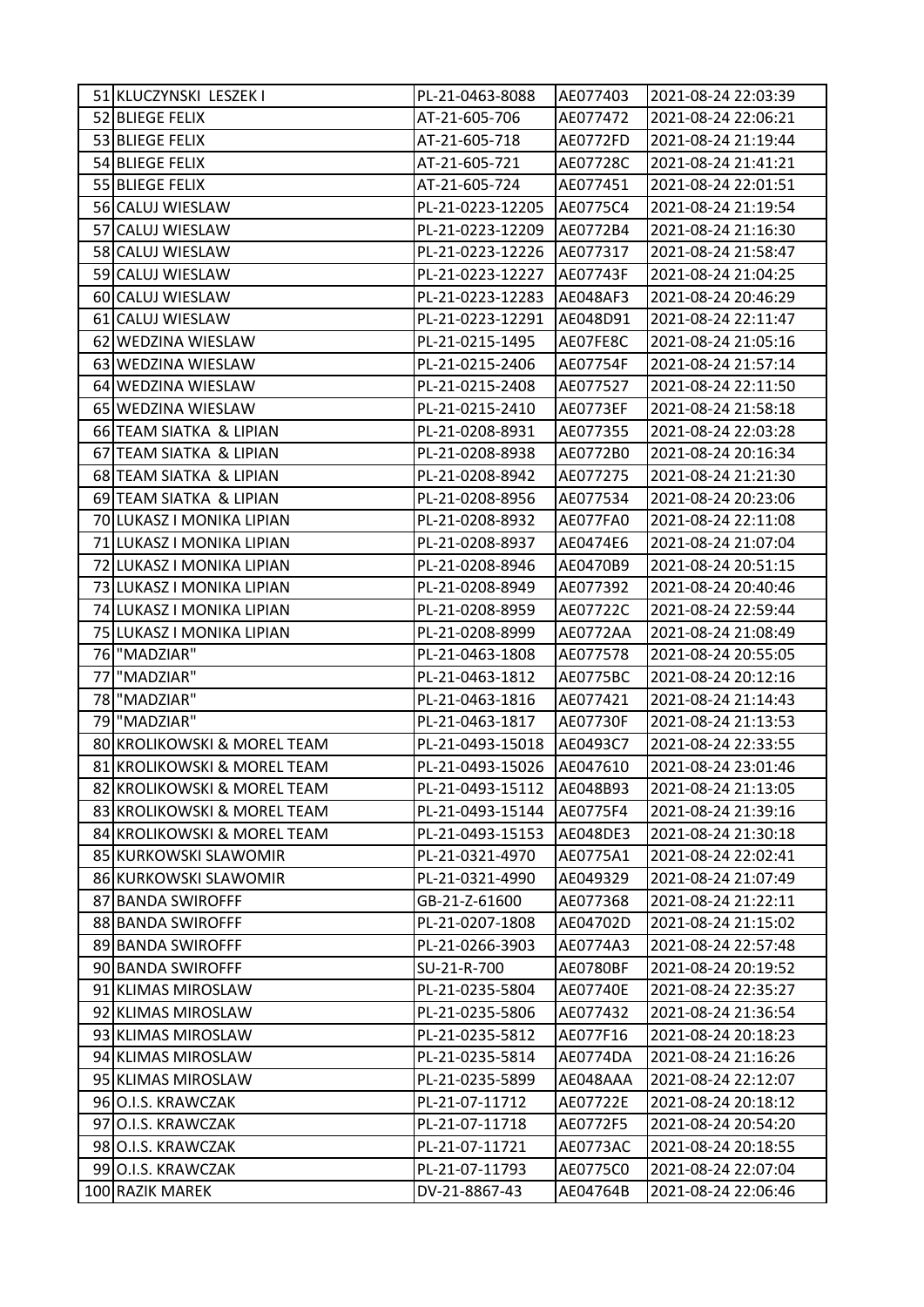| 51 | KLUCZYNSKI LESZEK I | PL-21-0463-8088 | AE077403 | 2021-08-24 22:03:39 |
|---|---|---|---|---|
| 52 | BLIEGE FELIX | AT-21-605-706 | AE077472 | 2021-08-24 22:06:21 |
| 53 | BLIEGE FELIX | AT-21-605-718 | AE0772FD | 2021-08-24 21:19:44 |
| 54 | BLIEGE FELIX | AT-21-605-721 | AE07728C | 2021-08-24 21:41:21 |
| 55 | BLIEGE FELIX | AT-21-605-724 | AE077451 | 2021-08-24 22:01:51 |
| 56 | CALUJ WIESLAW | PL-21-0223-12205 | AE0775C4 | 2021-08-24 21:19:54 |
| 57 | CALUJ WIESLAW | PL-21-0223-12209 | AE0772B4 | 2021-08-24 21:16:30 |
| 58 | CALUJ WIESLAW | PL-21-0223-12226 | AE077317 | 2021-08-24 21:58:47 |
| 59 | CALUJ WIESLAW | PL-21-0223-12227 | AE07743F | 2021-08-24 21:04:25 |
| 60 | CALUJ WIESLAW | PL-21-0223-12283 | AE048AF3 | 2021-08-24 20:46:29 |
| 61 | CALUJ WIESLAW | PL-21-0223-12291 | AE048D91 | 2021-08-24 22:11:47 |
| 62 | WEDZINA WIESLAW | PL-21-0215-1495 | AE07FE8C | 2021-08-24 21:05:16 |
| 63 | WEDZINA WIESLAW | PL-21-0215-2406 | AE07754F | 2021-08-24 21:57:14 |
| 64 | WEDZINA WIESLAW | PL-21-0215-2408 | AE077527 | 2021-08-24 22:11:50 |
| 65 | WEDZINA WIESLAW | PL-21-0215-2410 | AE0773EF | 2021-08-24 21:58:18 |
| 66 | TEAM SIATKA & LIPIAN | PL-21-0208-8931 | AE077355 | 2021-08-24 22:03:28 |
| 67 | TEAM SIATKA & LIPIAN | PL-21-0208-8938 | AE0772B0 | 2021-08-24 20:16:34 |
| 68 | TEAM SIATKA & LIPIAN | PL-21-0208-8942 | AE077275 | 2021-08-24 21:21:30 |
| 69 | TEAM SIATKA & LIPIAN | PL-21-0208-8956 | AE077534 | 2021-08-24 20:23:06 |
| 70 | LUKASZ I MONIKA LIPIAN | PL-21-0208-8932 | AE077FA0 | 2021-08-24 22:11:08 |
| 71 | LUKASZ I MONIKA LIPIAN | PL-21-0208-8937 | AE0474E6 | 2021-08-24 21:07:04 |
| 72 | LUKASZ I MONIKA LIPIAN | PL-21-0208-8946 | AE0470B9 | 2021-08-24 20:51:15 |
| 73 | LUKASZ I MONIKA LIPIAN | PL-21-0208-8949 | AE077392 | 2021-08-24 20:40:46 |
| 74 | LUKASZ I MONIKA LIPIAN | PL-21-0208-8959 | AE07722C | 2021-08-24 22:59:44 |
| 75 | LUKASZ I MONIKA LIPIAN | PL-21-0208-8999 | AE0772AA | 2021-08-24 21:08:49 |
| 76 | "MADZIAR" | PL-21-0463-1808 | AE077578 | 2021-08-24 20:55:05 |
| 77 | "MADZIAR" | PL-21-0463-1812 | AE0775BC | 2021-08-24 20:12:16 |
| 78 | "MADZIAR" | PL-21-0463-1816 | AE077421 | 2021-08-24 21:14:43 |
| 79 | "MADZIAR" | PL-21-0463-1817 | AE07730F | 2021-08-24 21:13:53 |
| 80 | KROLIKOWSKI & MOREL TEAM | PL-21-0493-15018 | AE0493C7 | 2021-08-24 22:33:55 |
| 81 | KROLIKOWSKI & MOREL TEAM | PL-21-0493-15026 | AE047610 | 2021-08-24 23:01:46 |
| 82 | KROLIKOWSKI & MOREL TEAM | PL-21-0493-15112 | AE048B93 | 2021-08-24 21:13:05 |
| 83 | KROLIKOWSKI & MOREL TEAM | PL-21-0493-15144 | AE0775F4 | 2021-08-24 21:39:16 |
| 84 | KROLIKOWSKI & MOREL TEAM | PL-21-0493-15153 | AE048DE3 | 2021-08-24 21:30:18 |
| 85 | KURKOWSKI SLAWOMIR | PL-21-0321-4970 | AE0775A1 | 2021-08-24 22:02:41 |
| 86 | KURKOWSKI SLAWOMIR | PL-21-0321-4990 | AE049329 | 2021-08-24 21:07:49 |
| 87 | BANDA SWIROFFF | GB-21-Z-61600 | AE077368 | 2021-08-24 21:22:11 |
| 88 | BANDA SWIROFFF | PL-21-0207-1808 | AE04702D | 2021-08-24 21:15:02 |
| 89 | BANDA SWIROFFF | PL-21-0266-3903 | AE0774A3 | 2021-08-24 22:57:48 |
| 90 | BANDA SWIROFFF | SU-21-R-700 | AE0780BF | 2021-08-24 20:19:52 |
| 91 | KLIMAS MIROSLAW | PL-21-0235-5804 | AE07740E | 2021-08-24 22:35:27 |
| 92 | KLIMAS MIROSLAW | PL-21-0235-5806 | AE077432 | 2021-08-24 21:36:54 |
| 93 | KLIMAS MIROSLAW | PL-21-0235-5812 | AE077F16 | 2021-08-24 20:18:23 |
| 94 | KLIMAS MIROSLAW | PL-21-0235-5814 | AE0774DA | 2021-08-24 21:16:26 |
| 95 | KLIMAS MIROSLAW | PL-21-0235-5899 | AE048AAA | 2021-08-24 22:12:07 |
| 96 | O.I.S. KRAWCZAK | PL-21-07-11712 | AE07722E | 2021-08-24 20:18:12 |
| 97 | O.I.S. KRAWCZAK | PL-21-07-11718 | AE0772F5 | 2021-08-24 20:54:20 |
| 98 | O.I.S. KRAWCZAK | PL-21-07-11721 | AE0773AC | 2021-08-24 20:18:55 |
| 99 | O.I.S. KRAWCZAK | PL-21-07-11793 | AE0775C0 | 2021-08-24 22:07:04 |
| 100 | RAZIK MAREK | DV-21-8867-43 | AE04764B | 2021-08-24 22:06:46 |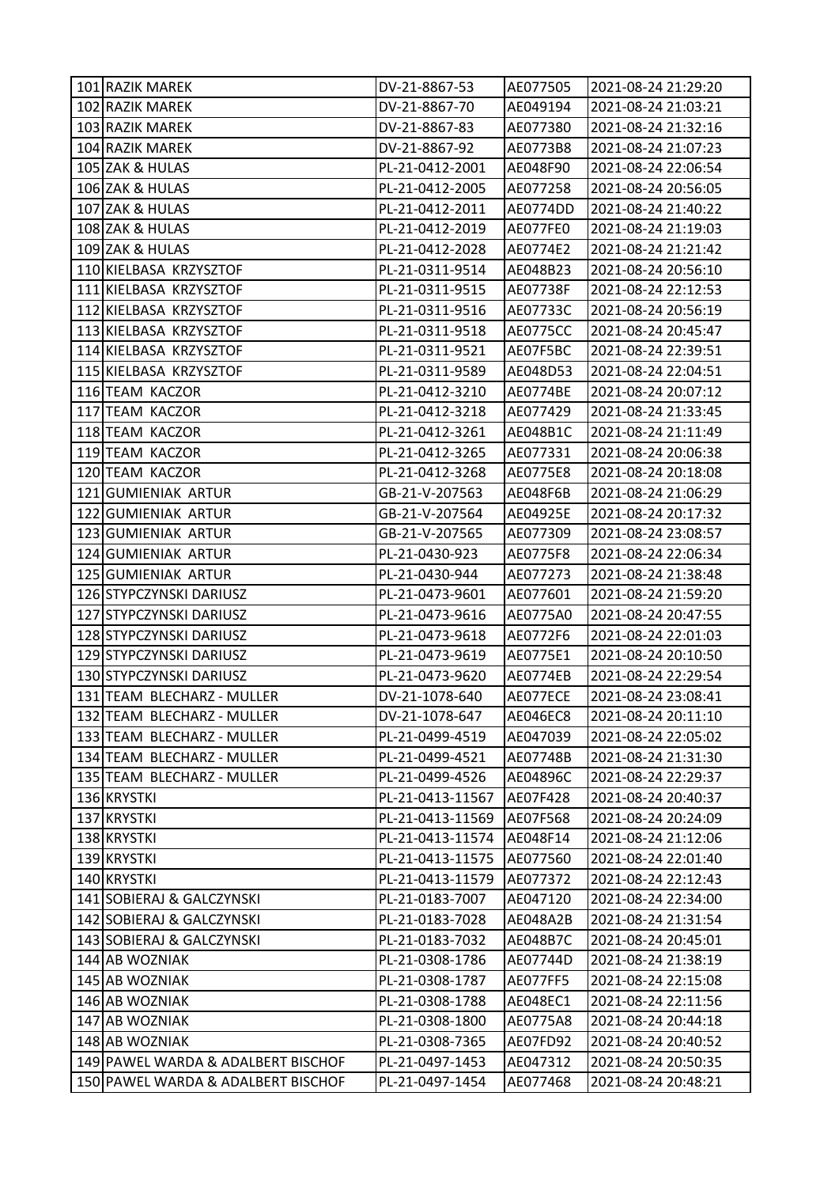| | | | | |
|---|---|---|---|---|
| 101 | RAZIK MAREK | DV-21-8867-53 | AE077505 | 2021-08-24 21:29:20 |
| 102 | RAZIK MAREK | DV-21-8867-70 | AE049194 | 2021-08-24 21:03:21 |
| 103 | RAZIK MAREK | DV-21-8867-83 | AE077380 | 2021-08-24 21:32:16 |
| 104 | RAZIK MAREK | DV-21-8867-92 | AE0773B8 | 2021-08-24 21:07:23 |
| 105 | ZAK & HULAS | PL-21-0412-2001 | AE048F90 | 2021-08-24 22:06:54 |
| 106 | ZAK & HULAS | PL-21-0412-2005 | AE077258 | 2021-08-24 20:56:05 |
| 107 | ZAK & HULAS | PL-21-0412-2011 | AE0774DD | 2021-08-24 21:40:22 |
| 108 | ZAK & HULAS | PL-21-0412-2019 | AE077FE0 | 2021-08-24 21:19:03 |
| 109 | ZAK & HULAS | PL-21-0412-2028 | AE0774E2 | 2021-08-24 21:21:42 |
| 110 | KIELBASA KRZYSZTOF | PL-21-0311-9514 | AE048B23 | 2021-08-24 20:56:10 |
| 111 | KIELBASA KRZYSZTOF | PL-21-0311-9515 | AE07738F | 2021-08-24 22:12:53 |
| 112 | KIELBASA KRZYSZTOF | PL-21-0311-9516 | AE07733C | 2021-08-24 20:56:19 |
| 113 | KIELBASA KRZYSZTOF | PL-21-0311-9518 | AE0775CC | 2021-08-24 20:45:47 |
| 114 | KIELBASA KRZYSZTOF | PL-21-0311-9521 | AE07F5BC | 2021-08-24 22:39:51 |
| 115 | KIELBASA KRZYSZTOF | PL-21-0311-9589 | AE048D53 | 2021-08-24 22:04:51 |
| 116 | TEAM KACZOR | PL-21-0412-3210 | AE0774BE | 2021-08-24 20:07:12 |
| 117 | TEAM KACZOR | PL-21-0412-3218 | AE077429 | 2021-08-24 21:33:45 |
| 118 | TEAM KACZOR | PL-21-0412-3261 | AE048B1C | 2021-08-24 21:11:49 |
| 119 | TEAM KACZOR | PL-21-0412-3265 | AE077331 | 2021-08-24 20:06:38 |
| 120 | TEAM KACZOR | PL-21-0412-3268 | AE0775E8 | 2021-08-24 20:18:08 |
| 121 | GUMIENIAK ARTUR | GB-21-V-207563 | AE048F6B | 2021-08-24 21:06:29 |
| 122 | GUMIENIAK ARTUR | GB-21-V-207564 | AE04925E | 2021-08-24 20:17:32 |
| 123 | GUMIENIAK ARTUR | GB-21-V-207565 | AE077309 | 2021-08-24 23:08:57 |
| 124 | GUMIENIAK ARTUR | PL-21-0430-923 | AE0775F8 | 2021-08-24 22:06:34 |
| 125 | GUMIENIAK ARTUR | PL-21-0430-944 | AE077273 | 2021-08-24 21:38:48 |
| 126 | STYPCZYNSKI DARIUSZ | PL-21-0473-9601 | AE077601 | 2021-08-24 21:59:20 |
| 127 | STYPCZYNSKI DARIUSZ | PL-21-0473-9616 | AE0775A0 | 2021-08-24 20:47:55 |
| 128 | STYPCZYNSKI DARIUSZ | PL-21-0473-9618 | AE0772F6 | 2021-08-24 22:01:03 |
| 129 | STYPCZYNSKI DARIUSZ | PL-21-0473-9619 | AE0775E1 | 2021-08-24 20:10:50 |
| 130 | STYPCZYNSKI DARIUSZ | PL-21-0473-9620 | AE0774EB | 2021-08-24 22:29:54 |
| 131 | TEAM BLECHARZ - MULLER | DV-21-1078-640 | AE077ECE | 2021-08-24 23:08:41 |
| 132 | TEAM BLECHARZ - MULLER | DV-21-1078-647 | AE046EC8 | 2021-08-24 20:11:10 |
| 133 | TEAM BLECHARZ - MULLER | PL-21-0499-4519 | AE047039 | 2021-08-24 22:05:02 |
| 134 | TEAM BLECHARZ - MULLER | PL-21-0499-4521 | AE07748B | 2021-08-24 21:31:30 |
| 135 | TEAM BLECHARZ - MULLER | PL-21-0499-4526 | AE04896C | 2021-08-24 22:29:37 |
| 136 | KRYSTKI | PL-21-0413-11567 | AE07F428 | 2021-08-24 20:40:37 |
| 137 | KRYSTKI | PL-21-0413-11569 | AE07F568 | 2021-08-24 20:24:09 |
| 138 | KRYSTKI | PL-21-0413-11574 | AE048F14 | 2021-08-24 21:12:06 |
| 139 | KRYSTKI | PL-21-0413-11575 | AE077560 | 2021-08-24 22:01:40 |
| 140 | KRYSTKI | PL-21-0413-11579 | AE077372 | 2021-08-24 22:12:43 |
| 141 | SOBIERAJ & GALCZYNSKI | PL-21-0183-7007 | AE047120 | 2021-08-24 22:34:00 |
| 142 | SOBIERAJ & GALCZYNSKI | PL-21-0183-7028 | AE048A2B | 2021-08-24 21:31:54 |
| 143 | SOBIERAJ & GALCZYNSKI | PL-21-0183-7032 | AE048B7C | 2021-08-24 20:45:01 |
| 144 | AB WOZNIAK | PL-21-0308-1786 | AE07744D | 2021-08-24 21:38:19 |
| 145 | AB WOZNIAK | PL-21-0308-1787 | AE077FF5 | 2021-08-24 22:15:08 |
| 146 | AB WOZNIAK | PL-21-0308-1788 | AE048EC1 | 2021-08-24 22:11:56 |
| 147 | AB WOZNIAK | PL-21-0308-1800 | AE0775A8 | 2021-08-24 20:44:18 |
| 148 | AB WOZNIAK | PL-21-0308-7365 | AE07FD92 | 2021-08-24 20:40:52 |
| 149 | PAWEL WARDA & ADALBERT BISCHOF | PL-21-0497-1453 | AE047312 | 2021-08-24 20:50:35 |
| 150 | PAWEL WARDA & ADALBERT BISCHOF | PL-21-0497-1454 | AE077468 | 2021-08-24 20:48:21 |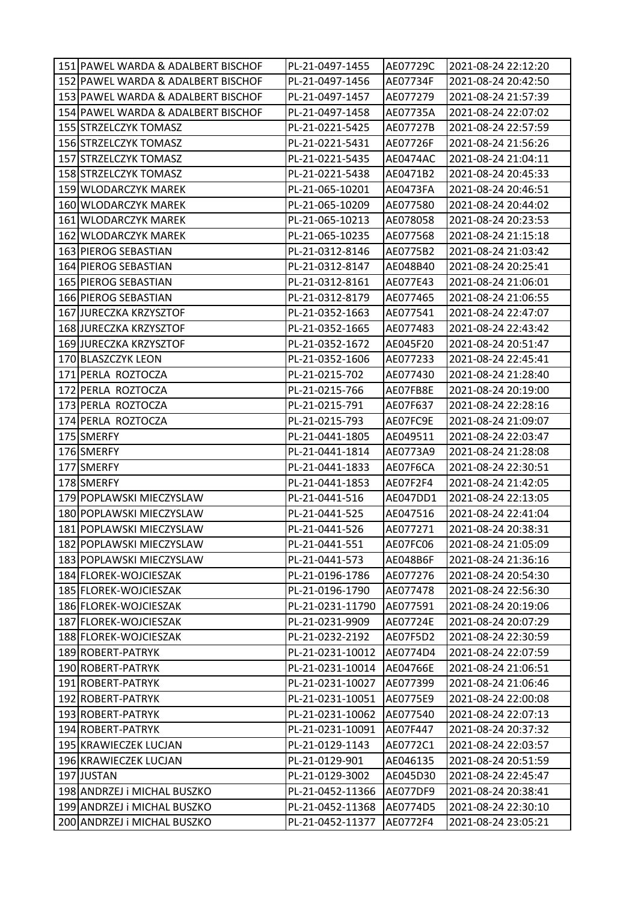| | | | | |
|---|---|---|---|---|
| 151 | PAWEL WARDA & ADALBERT BISCHOF | PL-21-0497-1455 | AE07729C | 2021-08-24 22:12:20 |
| 152 | PAWEL WARDA & ADALBERT BISCHOF | PL-21-0497-1456 | AE07734F | 2021-08-24 20:42:50 |
| 153 | PAWEL WARDA & ADALBERT BISCHOF | PL-21-0497-1457 | AE077279 | 2021-08-24 21:57:39 |
| 154 | PAWEL WARDA & ADALBERT BISCHOF | PL-21-0497-1458 | AE07735A | 2021-08-24 22:07:02 |
| 155 | STRZELCZYK TOMASZ | PL-21-0221-5425 | AE07727B | 2021-08-24 22:57:59 |
| 156 | STRZELCZYK TOMASZ | PL-21-0221-5431 | AE07726F | 2021-08-24 21:56:26 |
| 157 | STRZELCZYK TOMASZ | PL-21-0221-5435 | AE0474AC | 2021-08-24 21:04:11 |
| 158 | STRZELCZYK TOMASZ | PL-21-0221-5438 | AE0471B2 | 2021-08-24 20:45:33 |
| 159 | WLODARCZYK MAREK | PL-21-065-10201 | AE0473FA | 2021-08-24 20:46:51 |
| 160 | WLODARCZYK MAREK | PL-21-065-10209 | AE077580 | 2021-08-24 20:44:02 |
| 161 | WLODARCZYK MAREK | PL-21-065-10213 | AE078058 | 2021-08-24 20:23:53 |
| 162 | WLODARCZYK MAREK | PL-21-065-10235 | AE077568 | 2021-08-24 21:15:18 |
| 163 | PIEROG SEBASTIAN | PL-21-0312-8146 | AE0775B2 | 2021-08-24 21:03:42 |
| 164 | PIEROG SEBASTIAN | PL-21-0312-8147 | AE048B40 | 2021-08-24 20:25:41 |
| 165 | PIEROG SEBASTIAN | PL-21-0312-8161 | AE077E43 | 2021-08-24 21:06:01 |
| 166 | PIEROG SEBASTIAN | PL-21-0312-8179 | AE077465 | 2021-08-24 21:06:55 |
| 167 | JURECZKA KRZYSZTOF | PL-21-0352-1663 | AE077541 | 2021-08-24 22:47:07 |
| 168 | JURECZKA KRZYSZTOF | PL-21-0352-1665 | AE077483 | 2021-08-24 22:43:42 |
| 169 | JURECZKA KRZYSZTOF | PL-21-0352-1672 | AE045F20 | 2021-08-24 20:51:47 |
| 170 | BLASZCZYK LEON | PL-21-0352-1606 | AE077233 | 2021-08-24 22:45:41 |
| 171 | PERLA ROZTOCZA | PL-21-0215-702 | AE077430 | 2021-08-24 21:28:40 |
| 172 | PERLA ROZTOCZA | PL-21-0215-766 | AE07FB8E | 2021-08-24 20:19:00 |
| 173 | PERLA ROZTOCZA | PL-21-0215-791 | AE07F637 | 2021-08-24 22:28:16 |
| 174 | PERLA ROZTOCZA | PL-21-0215-793 | AE07FC9E | 2021-08-24 21:09:07 |
| 175 | SMERFY | PL-21-0441-1805 | AE049511 | 2021-08-24 22:03:47 |
| 176 | SMERFY | PL-21-0441-1814 | AE0773A9 | 2021-08-24 21:28:08 |
| 177 | SMERFY | PL-21-0441-1833 | AE07F6CA | 2021-08-24 22:30:51 |
| 178 | SMERFY | PL-21-0441-1853 | AE07F2F4 | 2021-08-24 21:42:05 |
| 179 | POPLAWSKI MIECZYSLAW | PL-21-0441-516 | AE047DD1 | 2021-08-24 22:13:05 |
| 180 | POPLAWSKI MIECZYSLAW | PL-21-0441-525 | AE047516 | 2021-08-24 22:41:04 |
| 181 | POPLAWSKI MIECZYSLAW | PL-21-0441-526 | AE077271 | 2021-08-24 20:38:31 |
| 182 | POPLAWSKI MIECZYSLAW | PL-21-0441-551 | AE07FC06 | 2021-08-24 21:05:09 |
| 183 | POPLAWSKI MIECZYSLAW | PL-21-0441-573 | AE048B6F | 2021-08-24 21:36:16 |
| 184 | FLOREK-WOJCIESZAK | PL-21-0196-1786 | AE077276 | 2021-08-24 20:54:30 |
| 185 | FLOREK-WOJCIESZAK | PL-21-0196-1790 | AE077478 | 2021-08-24 22:56:30 |
| 186 | FLOREK-WOJCIESZAK | PL-21-0231-11790 | AE077591 | 2021-08-24 20:19:06 |
| 187 | FLOREK-WOJCIESZAK | PL-21-0231-9909 | AE07724E | 2021-08-24 20:07:29 |
| 188 | FLOREK-WOJCIESZAK | PL-21-0232-2192 | AE07F5D2 | 2021-08-24 22:30:59 |
| 189 | ROBERT-PATRYK | PL-21-0231-10012 | AE0774D4 | 2021-08-24 22:07:59 |
| 190 | ROBERT-PATRYK | PL-21-0231-10014 | AE04766E | 2021-08-24 21:06:51 |
| 191 | ROBERT-PATRYK | PL-21-0231-10027 | AE077399 | 2021-08-24 21:06:46 |
| 192 | ROBERT-PATRYK | PL-21-0231-10051 | AE0775E9 | 2021-08-24 22:00:08 |
| 193 | ROBERT-PATRYK | PL-21-0231-10062 | AE077540 | 2021-08-24 22:07:13 |
| 194 | ROBERT-PATRYK | PL-21-0231-10091 | AE07F447 | 2021-08-24 20:37:32 |
| 195 | KRAWIECZEK LUCJAN | PL-21-0129-1143 | AE0772C1 | 2021-08-24 22:03:57 |
| 196 | KRAWIECZEK LUCJAN | PL-21-0129-901 | AE046135 | 2021-08-24 20:51:59 |
| 197 | JUSTAN | PL-21-0129-3002 | AE045D30 | 2021-08-24 22:45:47 |
| 198 | ANDRZEJ i MICHAL BUSZKO | PL-21-0452-11366 | AE077DF9 | 2021-08-24 20:38:41 |
| 199 | ANDRZEJ i MICHAL BUSZKO | PL-21-0452-11368 | AE0774D5 | 2021-08-24 22:30:10 |
| 200 | ANDRZEJ i MICHAL BUSZKO | PL-21-0452-11377 | AE0772F4 | 2021-08-24 23:05:21 |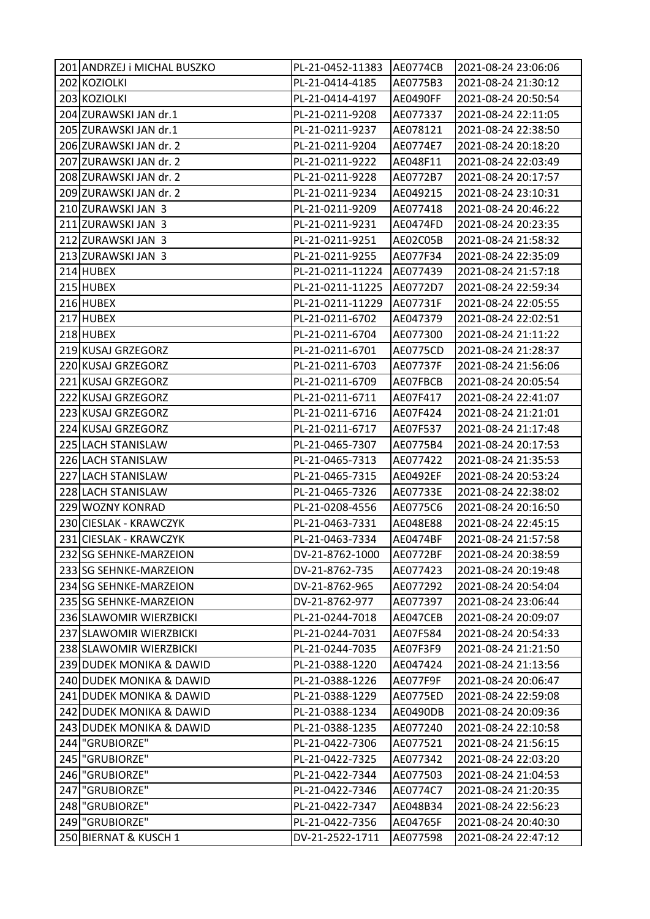| | | | | |
|---|---|---|---|---|
| 201 | ANDRZEJ i MICHAL BUSZKO | PL-21-0452-11383 | AE0774CB | 2021-08-24 23:06:06 |
| 202 | KOZIOLKI | PL-21-0414-4185 | AE0775B3 | 2021-08-24 21:30:12 |
| 203 | KOZIOLKI | PL-21-0414-4197 | AE0490FF | 2021-08-24 20:50:54 |
| 204 | ZURAWSKI JAN dr.1 | PL-21-0211-9208 | AE077337 | 2021-08-24 22:11:05 |
| 205 | ZURAWSKI JAN dr.1 | PL-21-0211-9237 | AE078121 | 2021-08-24 22:38:50 |
| 206 | ZURAWSKI JAN dr. 2 | PL-21-0211-9204 | AE0774E7 | 2021-08-24 20:18:20 |
| 207 | ZURAWSKI JAN dr. 2 | PL-21-0211-9222 | AE048F11 | 2021-08-24 22:03:49 |
| 208 | ZURAWSKI JAN dr. 2 | PL-21-0211-9228 | AE0772B7 | 2021-08-24 20:17:57 |
| 209 | ZURAWSKI JAN dr. 2 | PL-21-0211-9234 | AE049215 | 2021-08-24 23:10:31 |
| 210 | ZURAWSKI JAN 3 | PL-21-0211-9209 | AE077418 | 2021-08-24 20:46:22 |
| 211 | ZURAWSKI JAN 3 | PL-21-0211-9231 | AE0474FD | 2021-08-24 20:23:35 |
| 212 | ZURAWSKI JAN 3 | PL-21-0211-9251 | AE02C05B | 2021-08-24 21:58:32 |
| 213 | ZURAWSKI JAN 3 | PL-21-0211-9255 | AE077F34 | 2021-08-24 22:35:09 |
| 214 | HUBEX | PL-21-0211-11224 | AE077439 | 2021-08-24 21:57:18 |
| 215 | HUBEX | PL-21-0211-11225 | AE0772D7 | 2021-08-24 22:59:34 |
| 216 | HUBEX | PL-21-0211-11229 | AE07731F | 2021-08-24 22:05:55 |
| 217 | HUBEX | PL-21-0211-6702 | AE047379 | 2021-08-24 22:02:51 |
| 218 | HUBEX | PL-21-0211-6704 | AE077300 | 2021-08-24 21:11:22 |
| 219 | KUSAJ GRZEGORZ | PL-21-0211-6701 | AE0775CD | 2021-08-24 21:28:37 |
| 220 | KUSAJ GRZEGORZ | PL-21-0211-6703 | AE07737F | 2021-08-24 21:56:06 |
| 221 | KUSAJ GRZEGORZ | PL-21-0211-6709 | AE07FBCB | 2021-08-24 20:05:54 |
| 222 | KUSAJ GRZEGORZ | PL-21-0211-6711 | AE07F417 | 2021-08-24 22:41:07 |
| 223 | KUSAJ GRZEGORZ | PL-21-0211-6716 | AE07F424 | 2021-08-24 21:21:01 |
| 224 | KUSAJ GRZEGORZ | PL-21-0211-6717 | AE07F537 | 2021-08-24 21:17:48 |
| 225 | LACH STANISLAW | PL-21-0465-7307 | AE0775B4 | 2021-08-24 20:17:53 |
| 226 | LACH STANISLAW | PL-21-0465-7313 | AE077422 | 2021-08-24 21:35:53 |
| 227 | LACH STANISLAW | PL-21-0465-7315 | AE0492EF | 2021-08-24 20:53:24 |
| 228 | LACH STANISLAW | PL-21-0465-7326 | AE07733E | 2021-08-24 22:38:02 |
| 229 | WOZNY KONRAD | PL-21-0208-4556 | AE0775C6 | 2021-08-24 20:16:50 |
| 230 | CIESLAK - KRAWCZYK | PL-21-0463-7331 | AE048E88 | 2021-08-24 22:45:15 |
| 231 | CIESLAK - KRAWCZYK | PL-21-0463-7334 | AE0474BF | 2021-08-24 21:57:58 |
| 232 | SG SEHNKE-MARZEION | DV-21-8762-1000 | AE0772BF | 2021-08-24 20:38:59 |
| 233 | SG SEHNKE-MARZEION | DV-21-8762-735 | AE077423 | 2021-08-24 20:19:48 |
| 234 | SG SEHNKE-MARZEION | DV-21-8762-965 | AE077292 | 2021-08-24 20:54:04 |
| 235 | SG SEHNKE-MARZEION | DV-21-8762-977 | AE077397 | 2021-08-24 23:06:44 |
| 236 | SLAWOMIR WIERZBICKI | PL-21-0244-7018 | AE047CEB | 2021-08-24 20:09:07 |
| 237 | SLAWOMIR WIERZBICKI | PL-21-0244-7031 | AE07F584 | 2021-08-24 20:54:33 |
| 238 | SLAWOMIR WIERZBICKI | PL-21-0244-7035 | AE07F3F9 | 2021-08-24 21:21:50 |
| 239 | DUDEK MONIKA & DAWID | PL-21-0388-1220 | AE047424 | 2021-08-24 21:13:56 |
| 240 | DUDEK MONIKA & DAWID | PL-21-0388-1226 | AE077F9F | 2021-08-24 20:06:47 |
| 241 | DUDEK MONIKA & DAWID | PL-21-0388-1229 | AE0775ED | 2021-08-24 22:59:08 |
| 242 | DUDEK MONIKA & DAWID | PL-21-0388-1234 | AE0490DB | 2021-08-24 20:09:36 |
| 243 | DUDEK MONIKA & DAWID | PL-21-0388-1235 | AE077240 | 2021-08-24 22:10:58 |
| 244 | "GRUBIORZE" | PL-21-0422-7306 | AE077521 | 2021-08-24 21:56:15 |
| 245 | "GRUBIORZE" | PL-21-0422-7325 | AE077342 | 2021-08-24 22:03:20 |
| 246 | "GRUBIORZE" | PL-21-0422-7344 | AE077503 | 2021-08-24 21:04:53 |
| 247 | "GRUBIORZE" | PL-21-0422-7346 | AE0774C7 | 2021-08-24 21:20:35 |
| 248 | "GRUBIORZE" | PL-21-0422-7347 | AE048B34 | 2021-08-24 22:56:23 |
| 249 | "GRUBIORZE" | PL-21-0422-7356 | AE04765F | 2021-08-24 20:40:30 |
| 250 | BIERNAT & KUSCH 1 | DV-21-2522-1711 | AE077598 | 2021-08-24 22:47:12 |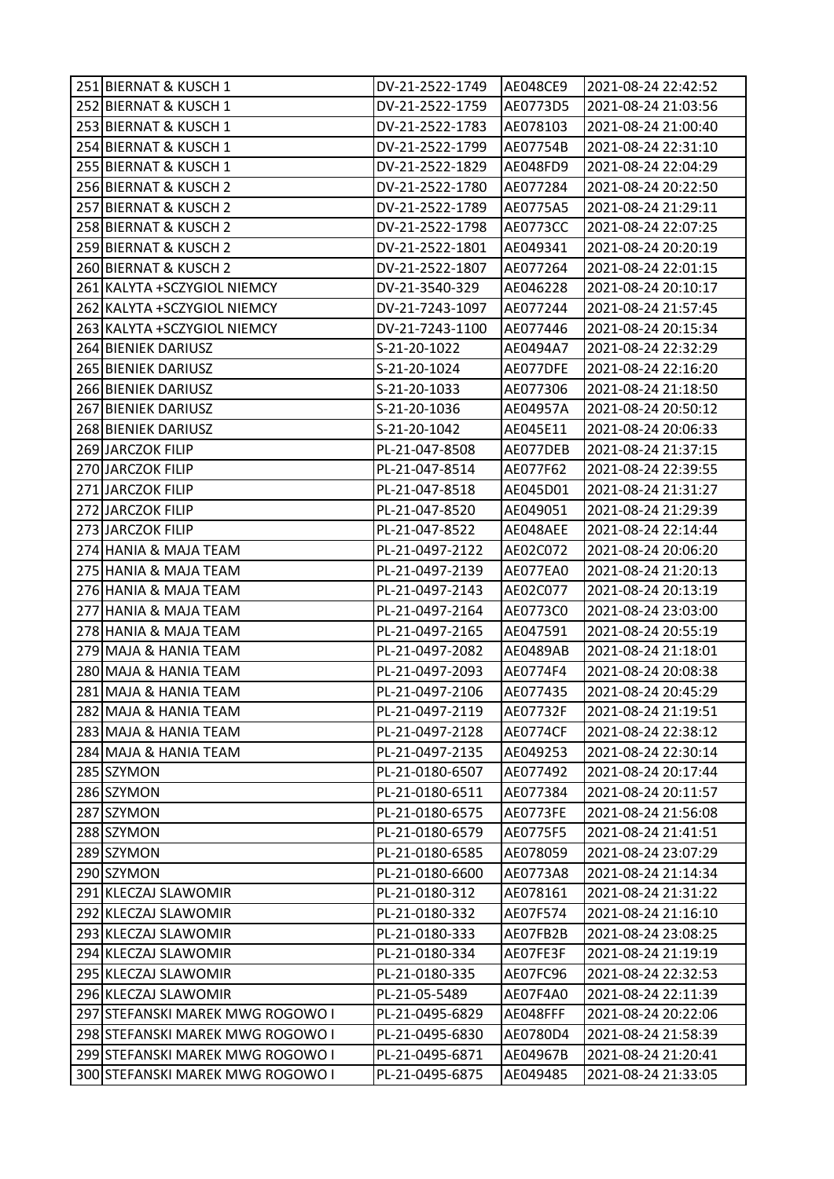| 251 | BIERNAT & KUSCH 1 | DV-21-2522-1749 | AE048CE9 | 2021-08-24 22:42:52 |
|---|---|---|---|---|
| 252 | BIERNAT & KUSCH 1 | DV-21-2522-1759 | AE0773D5 | 2021-08-24 21:03:56 |
| 253 | BIERNAT & KUSCH 1 | DV-21-2522-1783 | AE078103 | 2021-08-24 21:00:40 |
| 254 | BIERNAT & KUSCH 1 | DV-21-2522-1799 | AE07754B | 2021-08-24 22:31:10 |
| 255 | BIERNAT & KUSCH 1 | DV-21-2522-1829 | AE048FD9 | 2021-08-24 22:04:29 |
| 256 | BIERNAT & KUSCH 2 | DV-21-2522-1780 | AE077284 | 2021-08-24 20:22:50 |
| 257 | BIERNAT & KUSCH 2 | DV-21-2522-1789 | AE0775A5 | 2021-08-24 21:29:11 |
| 258 | BIERNAT & KUSCH 2 | DV-21-2522-1798 | AE0773CC | 2021-08-24 22:07:25 |
| 259 | BIERNAT & KUSCH 2 | DV-21-2522-1801 | AE049341 | 2021-08-24 20:20:19 |
| 260 | BIERNAT & KUSCH 2 | DV-21-2522-1807 | AE077264 | 2021-08-24 22:01:15 |
| 261 | KALYTA +SCZYGIOL NIEMCY | DV-21-3540-329 | AE046228 | 2021-08-24 20:10:17 |
| 262 | KALYTA +SCZYGIOL NIEMCY | DV-21-7243-1097 | AE077244 | 2021-08-24 21:57:45 |
| 263 | KALYTA +SCZYGIOL NIEMCY | DV-21-7243-1100 | AE077446 | 2021-08-24 20:15:34 |
| 264 | BIENIEK DARIUSZ | S-21-20-1022 | AE0494A7 | 2021-08-24 22:32:29 |
| 265 | BIENIEK DARIUSZ | S-21-20-1024 | AE077DFE | 2021-08-24 22:16:20 |
| 266 | BIENIEK DARIUSZ | S-21-20-1033 | AE077306 | 2021-08-24 21:18:50 |
| 267 | BIENIEK DARIUSZ | S-21-20-1036 | AE04957A | 2021-08-24 20:50:12 |
| 268 | BIENIEK DARIUSZ | S-21-20-1042 | AE045E11 | 2021-08-24 20:06:33 |
| 269 | JARCZOK FILIP | PL-21-047-8508 | AE077DEB | 2021-08-24 21:37:15 |
| 270 | JARCZOK FILIP | PL-21-047-8514 | AE077F62 | 2021-08-24 22:39:55 |
| 271 | JARCZOK FILIP | PL-21-047-8518 | AE045D01 | 2021-08-24 21:31:27 |
| 272 | JARCZOK FILIP | PL-21-047-8520 | AE049051 | 2021-08-24 21:29:39 |
| 273 | JARCZOK FILIP | PL-21-047-8522 | AE048AEE | 2021-08-24 22:14:44 |
| 274 | HANIA & MAJA TEAM | PL-21-0497-2122 | AE02C072 | 2021-08-24 20:06:20 |
| 275 | HANIA & MAJA TEAM | PL-21-0497-2139 | AE077EA0 | 2021-08-24 21:20:13 |
| 276 | HANIA & MAJA TEAM | PL-21-0497-2143 | AE02C077 | 2021-08-24 20:13:19 |
| 277 | HANIA & MAJA TEAM | PL-21-0497-2164 | AE0773C0 | 2021-08-24 23:03:00 |
| 278 | HANIA & MAJA TEAM | PL-21-0497-2165 | AE047591 | 2021-08-24 20:55:19 |
| 279 | MAJA & HANIA TEAM | PL-21-0497-2082 | AE0489AB | 2021-08-24 21:18:01 |
| 280 | MAJA & HANIA TEAM | PL-21-0497-2093 | AE0774F4 | 2021-08-24 20:08:38 |
| 281 | MAJA & HANIA TEAM | PL-21-0497-2106 | AE077435 | 2021-08-24 20:45:29 |
| 282 | MAJA & HANIA TEAM | PL-21-0497-2119 | AE07732F | 2021-08-24 21:19:51 |
| 283 | MAJA & HANIA TEAM | PL-21-0497-2128 | AE0774CF | 2021-08-24 22:38:12 |
| 284 | MAJA & HANIA TEAM | PL-21-0497-2135 | AE049253 | 2021-08-24 22:30:14 |
| 285 | SZYMON | PL-21-0180-6507 | AE077492 | 2021-08-24 20:17:44 |
| 286 | SZYMON | PL-21-0180-6511 | AE077384 | 2021-08-24 20:11:57 |
| 287 | SZYMON | PL-21-0180-6575 | AE0773FE | 2021-08-24 21:56:08 |
| 288 | SZYMON | PL-21-0180-6579 | AE0775F5 | 2021-08-24 21:41:51 |
| 289 | SZYMON | PL-21-0180-6585 | AE078059 | 2021-08-24 23:07:29 |
| 290 | SZYMON | PL-21-0180-6600 | AE0773A8 | 2021-08-24 21:14:34 |
| 291 | KLECZAJ SLAWOMIR | PL-21-0180-312 | AE078161 | 2021-08-24 21:31:22 |
| 292 | KLECZAJ SLAWOMIR | PL-21-0180-332 | AE07F574 | 2021-08-24 21:16:10 |
| 293 | KLECZAJ SLAWOMIR | PL-21-0180-333 | AE07FB2B | 2021-08-24 23:08:25 |
| 294 | KLECZAJ SLAWOMIR | PL-21-0180-334 | AE07FE3F | 2021-08-24 21:19:19 |
| 295 | KLECZAJ SLAWOMIR | PL-21-0180-335 | AE07FC96 | 2021-08-24 22:32:53 |
| 296 | KLECZAJ SLAWOMIR | PL-21-05-5489 | AE07F4A0 | 2021-08-24 22:11:39 |
| 297 | STEFANSKI MAREK MWG ROGOWO I | PL-21-0495-6829 | AE048FFF | 2021-08-24 20:22:06 |
| 298 | STEFANSKI MAREK MWG ROGOWO I | PL-21-0495-6830 | AE0780D4 | 2021-08-24 21:58:39 |
| 299 | STEFANSKI MAREK MWG ROGOWO I | PL-21-0495-6871 | AE04967B | 2021-08-24 21:20:41 |
| 300 | STEFANSKI MAREK MWG ROGOWO I | PL-21-0495-6875 | AE049485 | 2021-08-24 21:33:05 |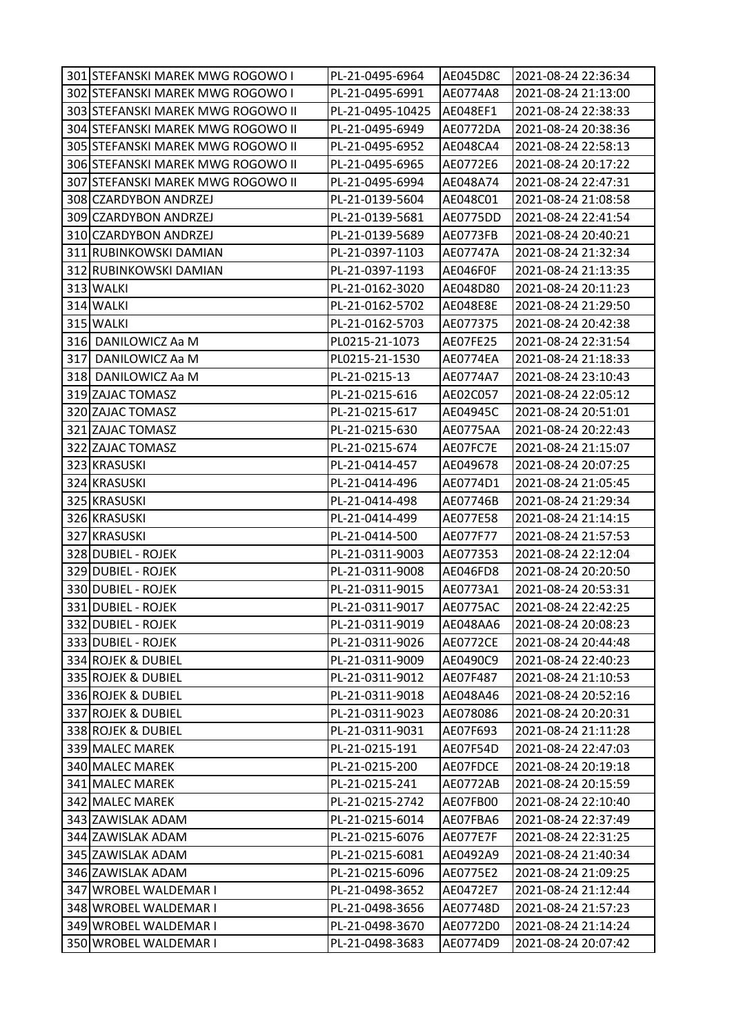| | | | | |
|---|---|---|---|---|
| 301 | STEFANSKI MAREK MWG ROGOWO I | PL-21-0495-6964 | AE045D8C | 2021-08-24 22:36:34 |
| 302 | STEFANSKI MAREK MWG ROGOWO I | PL-21-0495-6991 | AE0774A8 | 2021-08-24 21:13:00 |
| 303 | STEFANSKI MAREK MWG ROGOWO II | PL-21-0495-10425 | AE048EF1 | 2021-08-24 22:38:33 |
| 304 | STEFANSKI MAREK MWG ROGOWO II | PL-21-0495-6949 | AE0772DA | 2021-08-24 20:38:36 |
| 305 | STEFANSKI MAREK MWG ROGOWO II | PL-21-0495-6952 | AE048CA4 | 2021-08-24 22:58:13 |
| 306 | STEFANSKI MAREK MWG ROGOWO II | PL-21-0495-6965 | AE0772E6 | 2021-08-24 20:17:22 |
| 307 | STEFANSKI MAREK MWG ROGOWO II | PL-21-0495-6994 | AE048A74 | 2021-08-24 22:47:31 |
| 308 | CZARDYBON ANDRZEJ | PL-21-0139-5604 | AE048C01 | 2021-08-24 21:08:58 |
| 309 | CZARDYBON ANDRZEJ | PL-21-0139-5681 | AE0775DD | 2021-08-24 22:41:54 |
| 310 | CZARDYBON ANDRZEJ | PL-21-0139-5689 | AE0773FB | 2021-08-24 20:40:21 |
| 311 | RUBINKOWSKI DAMIAN | PL-21-0397-1103 | AE07747A | 2021-08-24 21:32:34 |
| 312 | RUBINKOWSKI DAMIAN | PL-21-0397-1193 | AE046F0F | 2021-08-24 21:13:35 |
| 313 | WALKI | PL-21-0162-3020 | AE048D80 | 2021-08-24 20:11:23 |
| 314 | WALKI | PL-21-0162-5702 | AE048E8E | 2021-08-24 21:29:50 |
| 315 | WALKI | PL-21-0162-5703 | AE077375 | 2021-08-24 20:42:38 |
| 316 | DANILOWICZ Aa M | PL0215-21-1073 | AE07FE25 | 2021-08-24 22:31:54 |
| 317 | DANILOWICZ Aa M | PL0215-21-1530 | AE0774EA | 2021-08-24 21:18:33 |
| 318 | DANILOWICZ Aa M | PL-21-0215-13 | AE0774A7 | 2021-08-24 23:10:43 |
| 319 | ZAJAC TOMASZ | PL-21-0215-616 | AE02C057 | 2021-08-24 22:05:12 |
| 320 | ZAJAC TOMASZ | PL-21-0215-617 | AE04945C | 2021-08-24 20:51:01 |
| 321 | ZAJAC TOMASZ | PL-21-0215-630 | AE0775AA | 2021-08-24 20:22:43 |
| 322 | ZAJAC TOMASZ | PL-21-0215-674 | AE07FC7E | 2021-08-24 21:15:07 |
| 323 | KRASUSKI | PL-21-0414-457 | AE049678 | 2021-08-24 20:07:25 |
| 324 | KRASUSKI | PL-21-0414-496 | AE0774D1 | 2021-08-24 21:05:45 |
| 325 | KRASUSKI | PL-21-0414-498 | AE07746B | 2021-08-24 21:29:34 |
| 326 | KRASUSKI | PL-21-0414-499 | AE077E58 | 2021-08-24 21:14:15 |
| 327 | KRASUSKI | PL-21-0414-500 | AE077F77 | 2021-08-24 21:57:53 |
| 328 | DUBIEL - ROJEK | PL-21-0311-9003 | AE077353 | 2021-08-24 22:12:04 |
| 329 | DUBIEL - ROJEK | PL-21-0311-9008 | AE046FD8 | 2021-08-24 20:20:50 |
| 330 | DUBIEL - ROJEK | PL-21-0311-9015 | AE0773A1 | 2021-08-24 20:53:31 |
| 331 | DUBIEL - ROJEK | PL-21-0311-9017 | AE0775AC | 2021-08-24 22:42:25 |
| 332 | DUBIEL - ROJEK | PL-21-0311-9019 | AE048AA6 | 2021-08-24 20:08:23 |
| 333 | DUBIEL - ROJEK | PL-21-0311-9026 | AE0772CE | 2021-08-24 20:44:48 |
| 334 | ROJEK & DUBIEL | PL-21-0311-9009 | AE0490C9 | 2021-08-24 22:40:23 |
| 335 | ROJEK & DUBIEL | PL-21-0311-9012 | AE07F487 | 2021-08-24 21:10:53 |
| 336 | ROJEK & DUBIEL | PL-21-0311-9018 | AE048A46 | 2021-08-24 20:52:16 |
| 337 | ROJEK & DUBIEL | PL-21-0311-9023 | AE078086 | 2021-08-24 20:20:31 |
| 338 | ROJEK & DUBIEL | PL-21-0311-9031 | AE07F693 | 2021-08-24 21:11:28 |
| 339 | MALEC MAREK | PL-21-0215-191 | AE07F54D | 2021-08-24 22:47:03 |
| 340 | MALEC MAREK | PL-21-0215-200 | AE07FDCE | 2021-08-24 20:19:18 |
| 341 | MALEC MAREK | PL-21-0215-241 | AE0772AB | 2021-08-24 20:15:59 |
| 342 | MALEC MAREK | PL-21-0215-2742 | AE07FB00 | 2021-08-24 22:10:40 |
| 343 | ZAWISLAK ADAM | PL-21-0215-6014 | AE07FBA6 | 2021-08-24 22:37:49 |
| 344 | ZAWISLAK ADAM | PL-21-0215-6076 | AE077E7F | 2021-08-24 22:31:25 |
| 345 | ZAWISLAK ADAM | PL-21-0215-6081 | AE0492A9 | 2021-08-24 21:40:34 |
| 346 | ZAWISLAK ADAM | PL-21-0215-6096 | AE0775E2 | 2021-08-24 21:09:25 |
| 347 | WROBEL WALDEMAR I | PL-21-0498-3652 | AE0472E7 | 2021-08-24 21:12:44 |
| 348 | WROBEL WALDEMAR I | PL-21-0498-3656 | AE07748D | 2021-08-24 21:57:23 |
| 349 | WROBEL WALDEMAR I | PL-21-0498-3670 | AE0772D0 | 2021-08-24 21:14:24 |
| 350 | WROBEL WALDEMAR I | PL-21-0498-3683 | AE0774D9 | 2021-08-24 20:07:42 |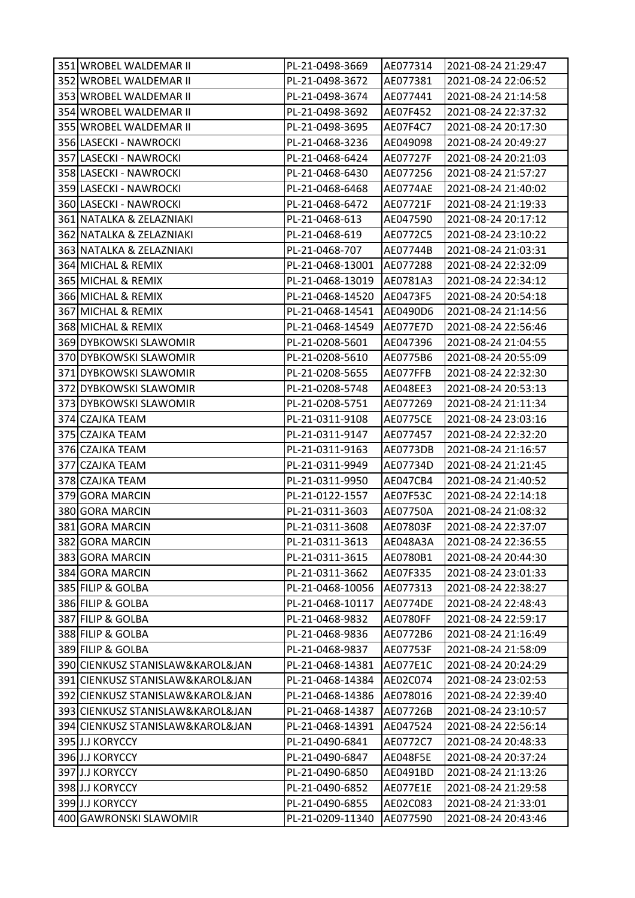| 351 | WROBEL WALDEMAR II | PL-21-0498-3669 | AE077314 | 2021-08-24 21:29:47 |
|---|---|---|---|---|
| 352 | WROBEL WALDEMAR II | PL-21-0498-3672 | AE077381 | 2021-08-24 22:06:52 |
| 353 | WROBEL WALDEMAR II | PL-21-0498-3674 | AE077441 | 2021-08-24 21:14:58 |
| 354 | WROBEL WALDEMAR II | PL-21-0498-3692 | AE07F452 | 2021-08-24 22:37:32 |
| 355 | WROBEL WALDEMAR II | PL-21-0498-3695 | AE07F4C7 | 2021-08-24 20:17:30 |
| 356 | LASECKI - NAWROCKI | PL-21-0468-3236 | AE049098 | 2021-08-24 20:49:27 |
| 357 | LASECKI - NAWROCKI | PL-21-0468-6424 | AE07727F | 2021-08-24 20:21:03 |
| 358 | LASECKI - NAWROCKI | PL-21-0468-6430 | AE077256 | 2021-08-24 21:57:27 |
| 359 | LASECKI - NAWROCKI | PL-21-0468-6468 | AE0774AE | 2021-08-24 21:40:02 |
| 360 | LASECKI - NAWROCKI | PL-21-0468-6472 | AE07721F | 2021-08-24 21:19:33 |
| 361 | NATALKA & ZELAZNIAKI | PL-21-0468-613 | AE047590 | 2021-08-24 20:17:12 |
| 362 | NATALKA & ZELAZNIAKI | PL-21-0468-619 | AE0772C5 | 2021-08-24 23:10:22 |
| 363 | NATALKA & ZELAZNIAKI | PL-21-0468-707 | AE07744B | 2021-08-24 21:03:31 |
| 364 | MICHAL & REMIX | PL-21-0468-13001 | AE077288 | 2021-08-24 22:32:09 |
| 365 | MICHAL & REMIX | PL-21-0468-13019 | AE0781A3 | 2021-08-24 22:34:12 |
| 366 | MICHAL & REMIX | PL-21-0468-14520 | AE0473F5 | 2021-08-24 20:54:18 |
| 367 | MICHAL & REMIX | PL-21-0468-14541 | AE0490D6 | 2021-08-24 21:14:56 |
| 368 | MICHAL & REMIX | PL-21-0468-14549 | AE077E7D | 2021-08-24 22:56:46 |
| 369 | DYBKOWSKI SLAWOMIR | PL-21-0208-5601 | AE047396 | 2021-08-24 21:04:55 |
| 370 | DYBKOWSKI SLAWOMIR | PL-21-0208-5610 | AE0775B6 | 2021-08-24 20:55:09 |
| 371 | DYBKOWSKI SLAWOMIR | PL-21-0208-5655 | AE077FFB | 2021-08-24 22:32:30 |
| 372 | DYBKOWSKI SLAWOMIR | PL-21-0208-5748 | AE048EE3 | 2021-08-24 20:53:13 |
| 373 | DYBKOWSKI SLAWOMIR | PL-21-0208-5751 | AE077269 | 2021-08-24 21:11:34 |
| 374 | CZAJKA TEAM | PL-21-0311-9108 | AE0775CE | 2021-08-24 23:03:16 |
| 375 | CZAJKA TEAM | PL-21-0311-9147 | AE077457 | 2021-08-24 22:32:20 |
| 376 | CZAJKA TEAM | PL-21-0311-9163 | AE0773DB | 2021-08-24 21:16:57 |
| 377 | CZAJKA TEAM | PL-21-0311-9949 | AE07734D | 2021-08-24 21:21:45 |
| 378 | CZAJKA TEAM | PL-21-0311-9950 | AE047CB4 | 2021-08-24 21:40:52 |
| 379 | GORA MARCIN | PL-21-0122-1557 | AE07F53C | 2021-08-24 22:14:18 |
| 380 | GORA MARCIN | PL-21-0311-3603 | AE07750A | 2021-08-24 21:08:32 |
| 381 | GORA MARCIN | PL-21-0311-3608 | AE07803F | 2021-08-24 22:37:07 |
| 382 | GORA MARCIN | PL-21-0311-3613 | AE048A3A | 2021-08-24 22:36:55 |
| 383 | GORA MARCIN | PL-21-0311-3615 | AE0780B1 | 2021-08-24 20:44:30 |
| 384 | GORA MARCIN | PL-21-0311-3662 | AE07F335 | 2021-08-24 23:01:33 |
| 385 | FILIP & GOLBA | PL-21-0468-10056 | AE077313 | 2021-08-24 22:38:27 |
| 386 | FILIP & GOLBA | PL-21-0468-10117 | AE0774DE | 2021-08-24 22:48:43 |
| 387 | FILIP & GOLBA | PL-21-0468-9832 | AE0780FF | 2021-08-24 22:59:17 |
| 388 | FILIP & GOLBA | PL-21-0468-9836 | AE0772B6 | 2021-08-24 21:16:49 |
| 389 | FILIP & GOLBA | PL-21-0468-9837 | AE07753F | 2021-08-24 21:58:09 |
| 390 | CIENKUSZ STANISLAW&KAROL&JAN | PL-21-0468-14381 | AE077E1C | 2021-08-24 20:24:29 |
| 391 | CIENKUSZ STANISLAW&KAROL&JAN | PL-21-0468-14384 | AE02C074 | 2021-08-24 23:02:53 |
| 392 | CIENKUSZ STANISLAW&KAROL&JAN | PL-21-0468-14386 | AE078016 | 2021-08-24 22:39:40 |
| 393 | CIENKUSZ STANISLAW&KAROL&JAN | PL-21-0468-14387 | AE07726B | 2021-08-24 23:10:57 |
| 394 | CIENKUSZ STANISLAW&KAROL&JAN | PL-21-0468-14391 | AE047524 | 2021-08-24 22:56:14 |
| 395 | J.J KORYCCY | PL-21-0490-6841 | AE0772C7 | 2021-08-24 20:48:33 |
| 396 | J.J KORYCCY | PL-21-0490-6847 | AE048F5E | 2021-08-24 20:37:24 |
| 397 | J.J KORYCCY | PL-21-0490-6850 | AE0491BD | 2021-08-24 21:13:26 |
| 398 | J.J KORYCCY | PL-21-0490-6852 | AE077E1E | 2021-08-24 21:29:58 |
| 399 | J.J KORYCCY | PL-21-0490-6855 | AE02C083 | 2021-08-24 21:33:01 |
| 400 | GAWRONSKI SLAWOMIR | PL-21-0209-11340 | AE077590 | 2021-08-24 20:43:46 |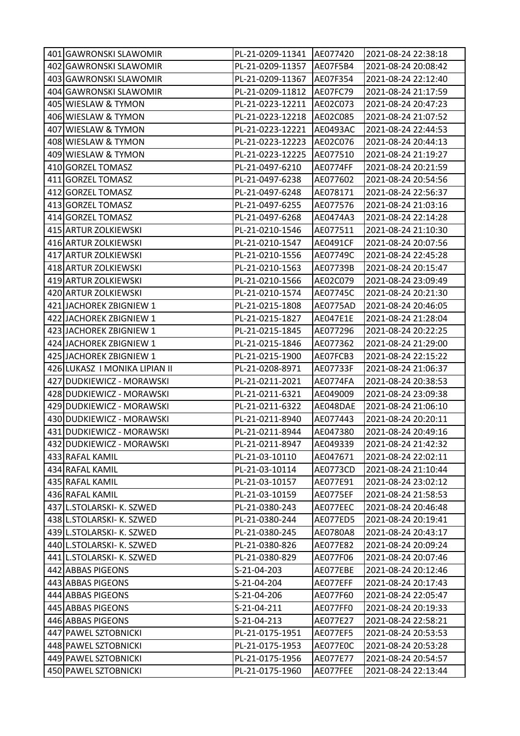| 401 | GAWRONSKI SLAWOMIR | PL-21-0209-11341 | AE077420 | 2021-08-24 22:38:18 |
|---|---|---|---|---|
| 402 | GAWRONSKI SLAWOMIR | PL-21-0209-11357 | AE07F5B4 | 2021-08-24 20:08:42 |
| 403 | GAWRONSKI SLAWOMIR | PL-21-0209-11367 | AE07F354 | 2021-08-24 22:12:40 |
| 404 | GAWRONSKI SLAWOMIR | PL-21-0209-11812 | AE07FC79 | 2021-08-24 21:17:59 |
| 405 | WIESLAW & TYMON | PL-21-0223-12211 | AE02C073 | 2021-08-24 20:47:23 |
| 406 | WIESLAW & TYMON | PL-21-0223-12218 | AE02C085 | 2021-08-24 21:07:52 |
| 407 | WIESLAW & TYMON | PL-21-0223-12221 | AE0493AC | 2021-08-24 22:44:53 |
| 408 | WIESLAW & TYMON | PL-21-0223-12223 | AE02C076 | 2021-08-24 20:44:13 |
| 409 | WIESLAW & TYMON | PL-21-0223-12225 | AE077510 | 2021-08-24 21:19:27 |
| 410 | GORZEL TOMASZ | PL-21-0497-6210 | AE0774FF | 2021-08-24 20:21:59 |
| 411 | GORZEL TOMASZ | PL-21-0497-6238 | AE077602 | 2021-08-24 20:54:56 |
| 412 | GORZEL TOMASZ | PL-21-0497-6248 | AE078171 | 2021-08-24 22:56:37 |
| 413 | GORZEL TOMASZ | PL-21-0497-6255 | AE077576 | 2021-08-24 21:03:16 |
| 414 | GORZEL TOMASZ | PL-21-0497-6268 | AE0474A3 | 2021-08-24 22:14:28 |
| 415 | ARTUR ZOLKIEWSKI | PL-21-0210-1546 | AE077511 | 2021-08-24 21:10:30 |
| 416 | ARTUR ZOLKIEWSKI | PL-21-0210-1547 | AE0491CF | 2021-08-24 20:07:56 |
| 417 | ARTUR ZOLKIEWSKI | PL-21-0210-1556 | AE07749C | 2021-08-24 22:45:28 |
| 418 | ARTUR ZOLKIEWSKI | PL-21-0210-1563 | AE07739B | 2021-08-24 20:15:47 |
| 419 | ARTUR ZOLKIEWSKI | PL-21-0210-1566 | AE02C079 | 2021-08-24 23:09:49 |
| 420 | ARTUR ZOLKIEWSKI | PL-21-0210-1574 | AE07745C | 2021-08-24 20:21:30 |
| 421 | JACHOREK ZBIGNIEW 1 | PL-21-0215-1808 | AE0775AD | 2021-08-24 20:46:05 |
| 422 | JACHOREK ZBIGNIEW 1 | PL-21-0215-1827 | AE047E1E | 2021-08-24 21:28:04 |
| 423 | JACHOREK ZBIGNIEW 1 | PL-21-0215-1845 | AE077296 | 2021-08-24 20:22:25 |
| 424 | JACHOREK ZBIGNIEW 1 | PL-21-0215-1846 | AE077362 | 2021-08-24 21:29:00 |
| 425 | JACHOREK ZBIGNIEW 1 | PL-21-0215-1900 | AE07FCB3 | 2021-08-24 22:15:22 |
| 426 | LUKASZ I MONIKA LIPIAN II | PL-21-0208-8971 | AE07733F | 2021-08-24 21:06:37 |
| 427 | DUDKIEWICZ - MORAWSKI | PL-21-0211-2021 | AE0774FA | 2021-08-24 20:38:53 |
| 428 | DUDKIEWICZ - MORAWSKI | PL-21-0211-6321 | AE049009 | 2021-08-24 23:09:38 |
| 429 | DUDKIEWICZ - MORAWSKI | PL-21-0211-6322 | AE048DAE | 2021-08-24 21:06:10 |
| 430 | DUDKIEWICZ - MORAWSKI | PL-21-0211-8940 | AE077443 | 2021-08-24 20:20:11 |
| 431 | DUDKIEWICZ - MORAWSKI | PL-21-0211-8944 | AE047380 | 2021-08-24 20:49:16 |
| 432 | DUDKIEWICZ - MORAWSKI | PL-21-0211-8947 | AE049339 | 2021-08-24 21:42:32 |
| 433 | RAFAL KAMIL | PL-21-03-10110 | AE047671 | 2021-08-24 22:02:11 |
| 434 | RAFAL KAMIL | PL-21-03-10114 | AE0773CD | 2021-08-24 21:10:44 |
| 435 | RAFAL KAMIL | PL-21-03-10157 | AE077E91 | 2021-08-24 23:02:12 |
| 436 | RAFAL KAMIL | PL-21-03-10159 | AE0775EF | 2021-08-24 21:58:53 |
| 437 | L.STOLARSKI- K. SZWED | PL-21-0380-243 | AE077EEC | 2021-08-24 20:46:48 |
| 438 | L.STOLARSKI- K. SZWED | PL-21-0380-244 | AE077ED5 | 2021-08-24 20:19:41 |
| 439 | L.STOLARSKI- K. SZWED | PL-21-0380-245 | AE0780A8 | 2021-08-24 20:43:17 |
| 440 | L.STOLARSKI- K. SZWED | PL-21-0380-826 | AE077E82 | 2021-08-24 20:09:24 |
| 441 | L.STOLARSKI- K. SZWED | PL-21-0380-829 | AE077F06 | 2021-08-24 20:07:46 |
| 442 | ABBAS PIGEONS | S-21-04-203 | AE077EBE | 2021-08-24 20:12:46 |
| 443 | ABBAS PIGEONS | S-21-04-204 | AE077EFF | 2021-08-24 20:17:43 |
| 444 | ABBAS PIGEONS | S-21-04-206 | AE077F60 | 2021-08-24 22:05:47 |
| 445 | ABBAS PIGEONS | S-21-04-211 | AE077FF0 | 2021-08-24 20:19:33 |
| 446 | ABBAS PIGEONS | S-21-04-213 | AE077E27 | 2021-08-24 22:58:21 |
| 447 | PAWEL SZTOBNICKI | PL-21-0175-1951 | AE077EF5 | 2021-08-24 20:53:53 |
| 448 | PAWEL SZTOBNICKI | PL-21-0175-1953 | AE077E0C | 2021-08-24 20:53:28 |
| 449 | PAWEL SZTOBNICKI | PL-21-0175-1956 | AE077E77 | 2021-08-24 20:54:57 |
| 450 | PAWEL SZTOBNICKI | PL-21-0175-1960 | AE077FEE | 2021-08-24 22:13:44 |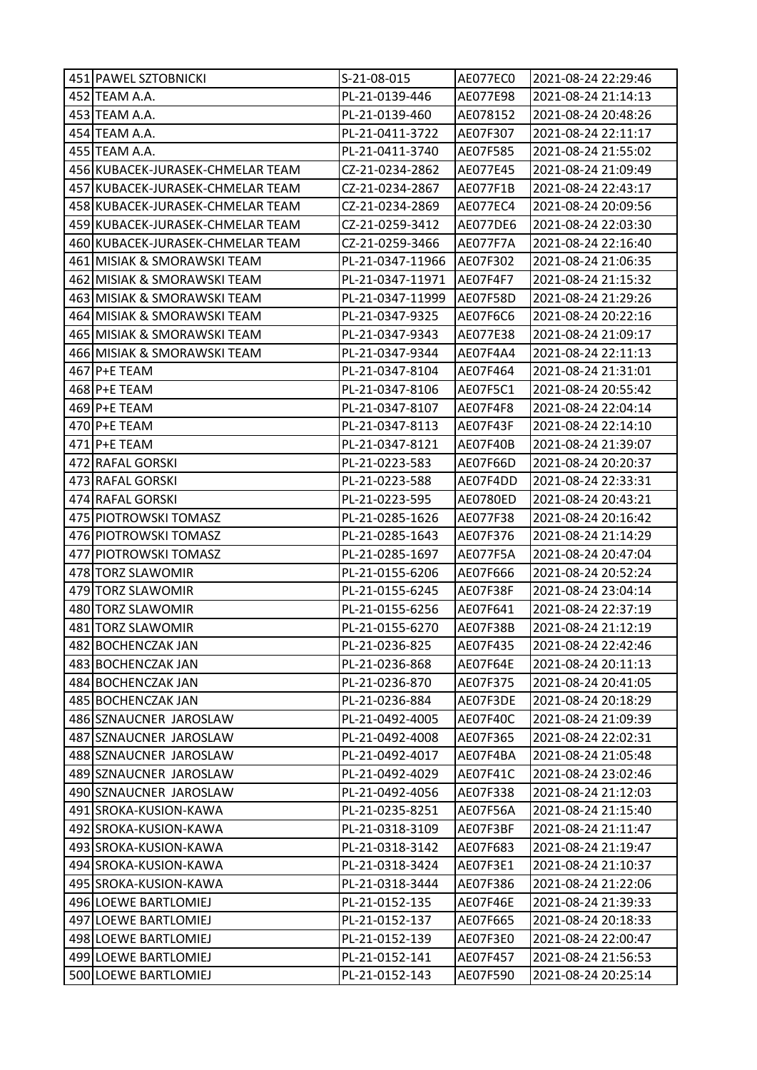| | | | | |
|---|---|---|---|---|
| 451 | PAWEL SZTOBNICKI | S-21-08-015 | AE077EC0 | 2021-08-24 22:29:46 |
| 452 | TEAM A.A. | PL-21-0139-446 | AE077E98 | 2021-08-24 21:14:13 |
| 453 | TEAM A.A. | PL-21-0139-460 | AE078152 | 2021-08-24 20:48:26 |
| 454 | TEAM A.A. | PL-21-0411-3722 | AE07F307 | 2021-08-24 22:11:17 |
| 455 | TEAM A.A. | PL-21-0411-3740 | AE07F585 | 2021-08-24 21:55:02 |
| 456 | KUBACEK-JURASEK-CHMELAR TEAM | CZ-21-0234-2862 | AE077E45 | 2021-08-24 21:09:49 |
| 457 | KUBACEK-JURASEK-CHMELAR TEAM | CZ-21-0234-2867 | AE077F1B | 2021-08-24 22:43:17 |
| 458 | KUBACEK-JURASEK-CHMELAR TEAM | CZ-21-0234-2869 | AE077EC4 | 2021-08-24 20:09:56 |
| 459 | KUBACEK-JURASEK-CHMELAR TEAM | CZ-21-0259-3412 | AE077DE6 | 2021-08-24 22:03:30 |
| 460 | KUBACEK-JURASEK-CHMELAR TEAM | CZ-21-0259-3466 | AE077F7A | 2021-08-24 22:16:40 |
| 461 | MISIAK & SMORAWSKI TEAM | PL-21-0347-11966 | AE07F302 | 2021-08-24 21:06:35 |
| 462 | MISIAK & SMORAWSKI TEAM | PL-21-0347-11971 | AE07F4F7 | 2021-08-24 21:15:32 |
| 463 | MISIAK & SMORAWSKI TEAM | PL-21-0347-11999 | AE07F58D | 2021-08-24 21:29:26 |
| 464 | MISIAK & SMORAWSKI TEAM | PL-21-0347-9325 | AE07F6C6 | 2021-08-24 20:22:16 |
| 465 | MISIAK & SMORAWSKI TEAM | PL-21-0347-9343 | AE077E38 | 2021-08-24 21:09:17 |
| 466 | MISIAK & SMORAWSKI TEAM | PL-21-0347-9344 | AE07F4A4 | 2021-08-24 22:11:13 |
| 467 | P+E TEAM | PL-21-0347-8104 | AE07F464 | 2021-08-24 21:31:01 |
| 468 | P+E TEAM | PL-21-0347-8106 | AE07F5C1 | 2021-08-24 20:55:42 |
| 469 | P+E TEAM | PL-21-0347-8107 | AE07F4F8 | 2021-08-24 22:04:14 |
| 470 | P+E TEAM | PL-21-0347-8113 | AE07F43F | 2021-08-24 22:14:10 |
| 471 | P+E TEAM | PL-21-0347-8121 | AE07F40B | 2021-08-24 21:39:07 |
| 472 | RAFAL GORSKI | PL-21-0223-583 | AE07F66D | 2021-08-24 20:20:37 |
| 473 | RAFAL GORSKI | PL-21-0223-588 | AE07F4DD | 2021-08-24 22:33:31 |
| 474 | RAFAL GORSKI | PL-21-0223-595 | AE0780ED | 2021-08-24 20:43:21 |
| 475 | PIOTROWSKI TOMASZ | PL-21-0285-1626 | AE077F38 | 2021-08-24 20:16:42 |
| 476 | PIOTROWSKI TOMASZ | PL-21-0285-1643 | AE07F376 | 2021-08-24 21:14:29 |
| 477 | PIOTROWSKI TOMASZ | PL-21-0285-1697 | AE077F5A | 2021-08-24 20:47:04 |
| 478 | TORZ SLAWOMIR | PL-21-0155-6206 | AE07F666 | 2021-08-24 20:52:24 |
| 479 | TORZ SLAWOMIR | PL-21-0155-6245 | AE07F38F | 2021-08-24 23:04:14 |
| 480 | TORZ SLAWOMIR | PL-21-0155-6256 | AE07F641 | 2021-08-24 22:37:19 |
| 481 | TORZ SLAWOMIR | PL-21-0155-6270 | AE07F38B | 2021-08-24 21:12:19 |
| 482 | BOCHENCZAK JAN | PL-21-0236-825 | AE07F435 | 2021-08-24 22:42:46 |
| 483 | BOCHENCZAK JAN | PL-21-0236-868 | AE07F64E | 2021-08-24 20:11:13 |
| 484 | BOCHENCZAK JAN | PL-21-0236-870 | AE07F375 | 2021-08-24 20:41:05 |
| 485 | BOCHENCZAK JAN | PL-21-0236-884 | AE07F3DE | 2021-08-24 20:18:29 |
| 486 | SZNAUCNER JAROSLAW | PL-21-0492-4005 | AE07F40C | 2021-08-24 21:09:39 |
| 487 | SZNAUCNER JAROSLAW | PL-21-0492-4008 | AE07F365 | 2021-08-24 22:02:31 |
| 488 | SZNAUCNER JAROSLAW | PL-21-0492-4017 | AE07F4BA | 2021-08-24 21:05:48 |
| 489 | SZNAUCNER JAROSLAW | PL-21-0492-4029 | AE07F41C | 2021-08-24 23:02:46 |
| 490 | SZNAUCNER JAROSLAW | PL-21-0492-4056 | AE07F338 | 2021-08-24 21:12:03 |
| 491 | SROKA-KUSION-KAWA | PL-21-0235-8251 | AE07F56A | 2021-08-24 21:15:40 |
| 492 | SROKA-KUSION-KAWA | PL-21-0318-3109 | AE07F3BF | 2021-08-24 21:11:47 |
| 493 | SROKA-KUSION-KAWA | PL-21-0318-3142 | AE07F683 | 2021-08-24 21:19:47 |
| 494 | SROKA-KUSION-KAWA | PL-21-0318-3424 | AE07F3E1 | 2021-08-24 21:10:37 |
| 495 | SROKA-KUSION-KAWA | PL-21-0318-3444 | AE07F386 | 2021-08-24 21:22:06 |
| 496 | LOEWE BARTLOMIEJ | PL-21-0152-135 | AE07F46E | 2021-08-24 21:39:33 |
| 497 | LOEWE BARTLOMIEJ | PL-21-0152-137 | AE07F665 | 2021-08-24 20:18:33 |
| 498 | LOEWE BARTLOMIEJ | PL-21-0152-139 | AE07F3E0 | 2021-08-24 22:00:47 |
| 499 | LOEWE BARTLOMIEJ | PL-21-0152-141 | AE07F457 | 2021-08-24 21:56:53 |
| 500 | LOEWE BARTLOMIEJ | PL-21-0152-143 | AE07F590 | 2021-08-24 20:25:14 |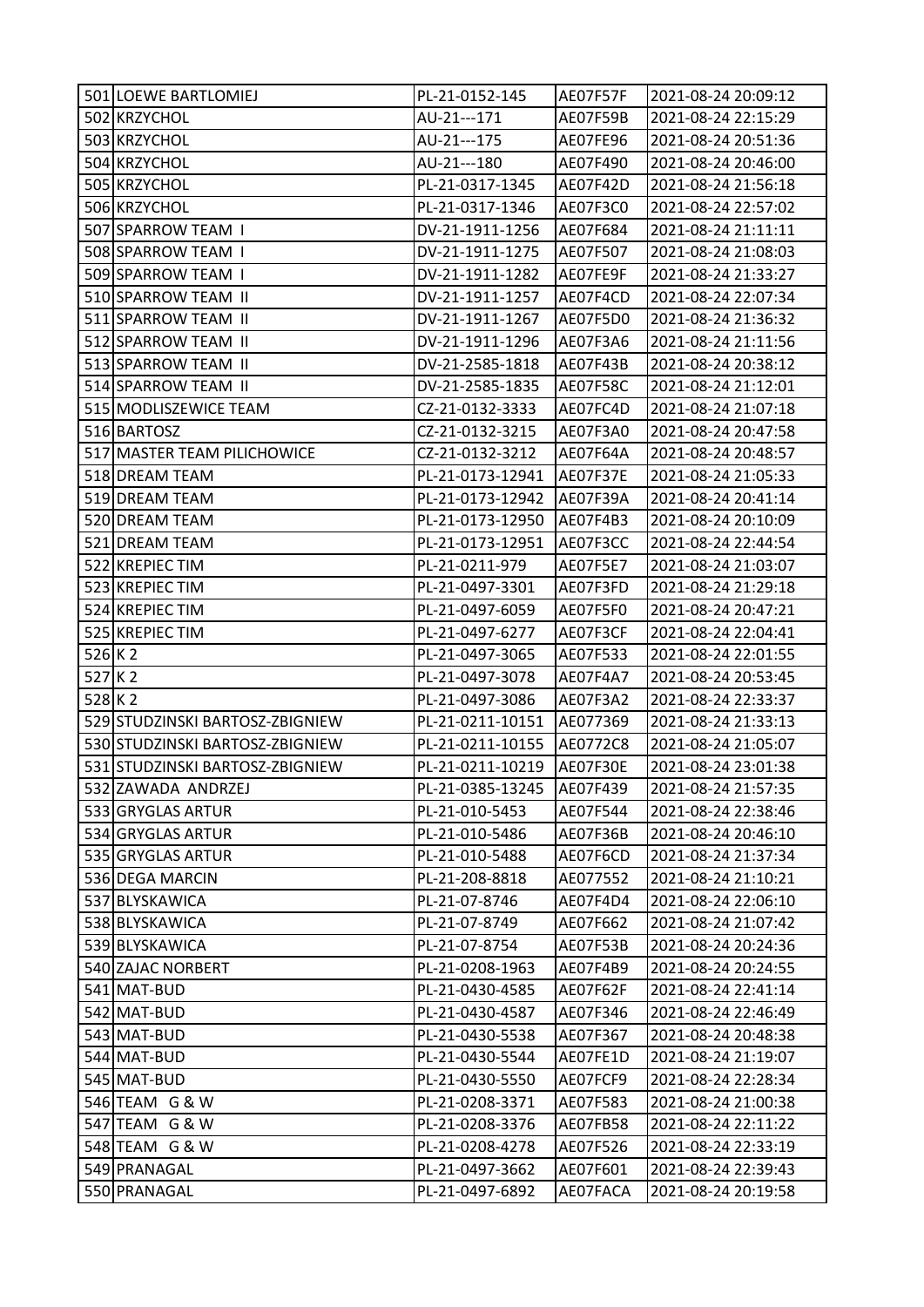| | | | | |
|---|---|---|---|---|
| 501 | LOEWE BARTLOMIEJ | PL-21-0152-145 | AE07F57F | 2021-08-24 20:09:12 |
| 502 | KRZYCHOL | AU-21---171 | AE07F59B | 2021-08-24 22:15:29 |
| 503 | KRZYCHOL | AU-21---175 | AE07FE96 | 2021-08-24 20:51:36 |
| 504 | KRZYCHOL | AU-21---180 | AE07F490 | 2021-08-24 20:46:00 |
| 505 | KRZYCHOL | PL-21-0317-1345 | AE07F42D | 2021-08-24 21:56:18 |
| 506 | KRZYCHOL | PL-21-0317-1346 | AE07F3C0 | 2021-08-24 22:57:02 |
| 507 | SPARROW TEAM I | DV-21-1911-1256 | AE07F684 | 2021-08-24 21:11:11 |
| 508 | SPARROW TEAM I | DV-21-1911-1275 | AE07F507 | 2021-08-24 21:08:03 |
| 509 | SPARROW TEAM I | DV-21-1911-1282 | AE07FE9F | 2021-08-24 21:33:27 |
| 510 | SPARROW TEAM II | DV-21-1911-1257 | AE07F4CD | 2021-08-24 22:07:34 |
| 511 | SPARROW TEAM II | DV-21-1911-1267 | AE07F5D0 | 2021-08-24 21:36:32 |
| 512 | SPARROW TEAM II | DV-21-1911-1296 | AE07F3A6 | 2021-08-24 21:11:56 |
| 513 | SPARROW TEAM II | DV-21-2585-1818 | AE07F43B | 2021-08-24 20:38:12 |
| 514 | SPARROW TEAM II | DV-21-2585-1835 | AE07F58C | 2021-08-24 21:12:01 |
| 515 | MODLISZEWICE TEAM | CZ-21-0132-3333 | AE07FC4D | 2021-08-24 21:07:18 |
| 516 | BARTOSZ | CZ-21-0132-3215 | AE07F3A0 | 2021-08-24 20:47:58 |
| 517 | MASTER TEAM PILICHOWICE | CZ-21-0132-3212 | AE07F64A | 2021-08-24 20:48:57 |
| 518 | DREAM TEAM | PL-21-0173-12941 | AE07F37E | 2021-08-24 21:05:33 |
| 519 | DREAM TEAM | PL-21-0173-12942 | AE07F39A | 2021-08-24 20:41:14 |
| 520 | DREAM TEAM | PL-21-0173-12950 | AE07F4B3 | 2021-08-24 20:10:09 |
| 521 | DREAM TEAM | PL-21-0173-12951 | AE07F3CC | 2021-08-24 22:44:54 |
| 522 | KREPIEC TIM | PL-21-0211-979 | AE07F5E7 | 2021-08-24 21:03:07 |
| 523 | KREPIEC TIM | PL-21-0497-3301 | AE07F3FD | 2021-08-24 21:29:18 |
| 524 | KREPIEC TIM | PL-21-0497-6059 | AE07F5F0 | 2021-08-24 20:47:21 |
| 525 | KREPIEC TIM | PL-21-0497-6277 | AE07F3CF | 2021-08-24 22:04:41 |
| 526 | K 2 | PL-21-0497-3065 | AE07F533 | 2021-08-24 22:01:55 |
| 527 | K 2 | PL-21-0497-3078 | AE07F4A7 | 2021-08-24 20:53:45 |
| 528 | K 2 | PL-21-0497-3086 | AE07F3A2 | 2021-08-24 22:33:37 |
| 529 | STUDZINSKI BARTOSZ-ZBIGNIEW | PL-21-0211-10151 | AE077369 | 2021-08-24 21:33:13 |
| 530 | STUDZINSKI BARTOSZ-ZBIGNIEW | PL-21-0211-10155 | AE0772C8 | 2021-08-24 21:05:07 |
| 531 | STUDZINSKI BARTOSZ-ZBIGNIEW | PL-21-0211-10219 | AE07F30E | 2021-08-24 23:01:38 |
| 532 | ZAWADA ANDRZEJ | PL-21-0385-13245 | AE07F439 | 2021-08-24 21:57:35 |
| 533 | GRYGLAS ARTUR | PL-21-010-5453 | AE07F544 | 2021-08-24 22:38:46 |
| 534 | GRYGLAS ARTUR | PL-21-010-5486 | AE07F36B | 2021-08-24 20:46:10 |
| 535 | GRYGLAS ARTUR | PL-21-010-5488 | AE07F6CD | 2021-08-24 21:37:34 |
| 536 | DEGA MARCIN | PL-21-208-8818 | AE077552 | 2021-08-24 21:10:21 |
| 537 | BLYSKAWICA | PL-21-07-8746 | AE07F4D4 | 2021-08-24 22:06:10 |
| 538 | BLYSKAWICA | PL-21-07-8749 | AE07F662 | 2021-08-24 21:07:42 |
| 539 | BLYSKAWICA | PL-21-07-8754 | AE07F53B | 2021-08-24 20:24:36 |
| 540 | ZAJAC NORBERT | PL-21-0208-1963 | AE07F4B9 | 2021-08-24 20:24:55 |
| 541 | MAT-BUD | PL-21-0430-4585 | AE07F62F | 2021-08-24 22:41:14 |
| 542 | MAT-BUD | PL-21-0430-4587 | AE07F346 | 2021-08-24 22:46:49 |
| 543 | MAT-BUD | PL-21-0430-5538 | AE07F367 | 2021-08-24 20:48:38 |
| 544 | MAT-BUD | PL-21-0430-5544 | AE07FE1D | 2021-08-24 21:19:07 |
| 545 | MAT-BUD | PL-21-0430-5550 | AE07FCF9 | 2021-08-24 22:28:34 |
| 546 | TEAM G & W | PL-21-0208-3371 | AE07F583 | 2021-08-24 21:00:38 |
| 547 | TEAM G & W | PL-21-0208-3376 | AE07FB58 | 2021-08-24 22:11:22 |
| 548 | TEAM G & W | PL-21-0208-4278 | AE07F526 | 2021-08-24 22:33:19 |
| 549 | PRANAGAL | PL-21-0497-3662 | AE07F601 | 2021-08-24 22:39:43 |
| 550 | PRANAGAL | PL-21-0497-6892 | AE07FACA | 2021-08-24 20:19:58 |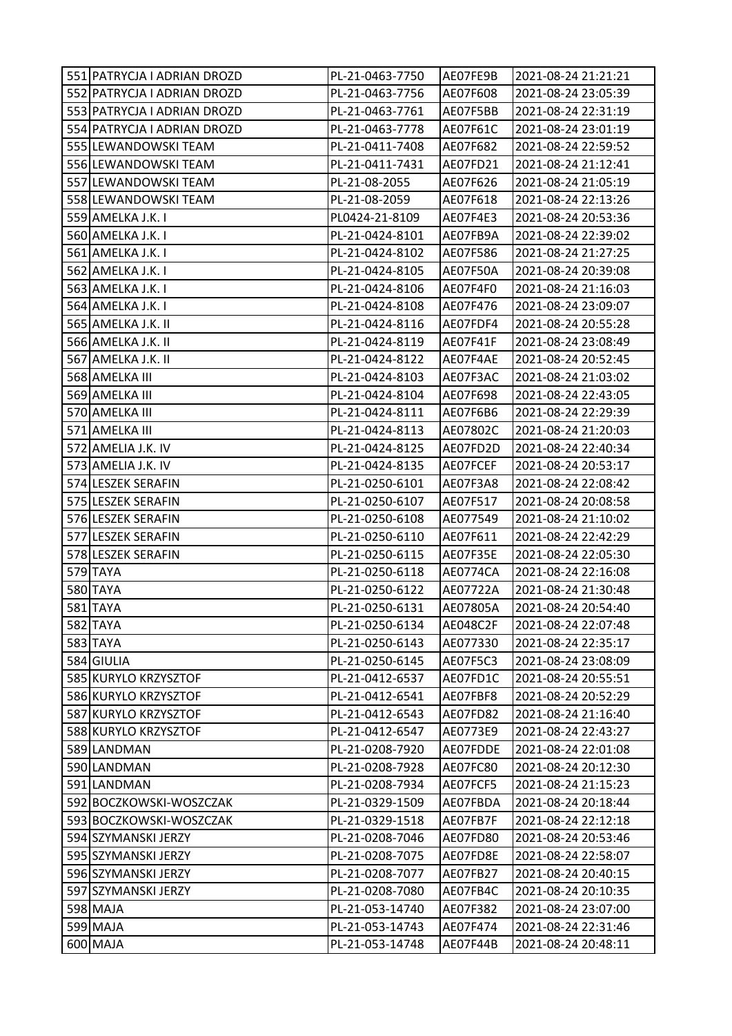| | | | | |
|---|---|---|---|---|
| 551 | PATRYCJA I ADRIAN DROZD | PL-21-0463-7750 | AE07FE9B | 2021-08-24 21:21:21 |
| 552 | PATRYCJA I ADRIAN DROZD | PL-21-0463-7756 | AE07F608 | 2021-08-24 23:05:39 |
| 553 | PATRYCJA I ADRIAN DROZD | PL-21-0463-7761 | AE07F5BB | 2021-08-24 22:31:19 |
| 554 | PATRYCJA I ADRIAN DROZD | PL-21-0463-7778 | AE07F61C | 2021-08-24 23:01:19 |
| 555 | LEWANDOWSKI TEAM | PL-21-0411-7408 | AE07F682 | 2021-08-24 22:59:52 |
| 556 | LEWANDOWSKI TEAM | PL-21-0411-7431 | AE07FD21 | 2021-08-24 21:12:41 |
| 557 | LEWANDOWSKI TEAM | PL-21-08-2055 | AE07F626 | 2021-08-24 21:05:19 |
| 558 | LEWANDOWSKI TEAM | PL-21-08-2059 | AE07F618 | 2021-08-24 22:13:26 |
| 559 | AMELKA J.K. I | PL0424-21-8109 | AE07F4E3 | 2021-08-24 20:53:36 |
| 560 | AMELKA J.K. I | PL-21-0424-8101 | AE07FB9A | 2021-08-24 22:39:02 |
| 561 | AMELKA J.K. I | PL-21-0424-8102 | AE07F586 | 2021-08-24 21:27:25 |
| 562 | AMELKA J.K. I | PL-21-0424-8105 | AE07F50A | 2021-08-24 20:39:08 |
| 563 | AMELKA J.K. I | PL-21-0424-8106 | AE07F4F0 | 2021-08-24 21:16:03 |
| 564 | AMELKA J.K. I | PL-21-0424-8108 | AE07F476 | 2021-08-24 23:09:07 |
| 565 | AMELKA J.K. II | PL-21-0424-8116 | AE07FDF4 | 2021-08-24 20:55:28 |
| 566 | AMELKA J.K. II | PL-21-0424-8119 | AE07F41F | 2021-08-24 23:08:49 |
| 567 | AMELKA J.K. II | PL-21-0424-8122 | AE07F4AE | 2021-08-24 20:52:45 |
| 568 | AMELKA III | PL-21-0424-8103 | AE07F3AC | 2021-08-24 21:03:02 |
| 569 | AMELKA III | PL-21-0424-8104 | AE07F698 | 2021-08-24 22:43:05 |
| 570 | AMELKA III | PL-21-0424-8111 | AE07F6B6 | 2021-08-24 22:29:39 |
| 571 | AMELKA III | PL-21-0424-8113 | AE07802C | 2021-08-24 21:20:03 |
| 572 | AMELIA J.K. IV | PL-21-0424-8125 | AE07FD2D | 2021-08-24 22:40:34 |
| 573 | AMELIA J.K. IV | PL-21-0424-8135 | AE07FCEF | 2021-08-24 20:53:17 |
| 574 | LESZEK SERAFIN | PL-21-0250-6101 | AE07F3A8 | 2021-08-24 22:08:42 |
| 575 | LESZEK SERAFIN | PL-21-0250-6107 | AE07F517 | 2021-08-24 20:08:58 |
| 576 | LESZEK SERAFIN | PL-21-0250-6108 | AE077549 | 2021-08-24 21:10:02 |
| 577 | LESZEK SERAFIN | PL-21-0250-6110 | AE07F611 | 2021-08-24 22:42:29 |
| 578 | LESZEK SERAFIN | PL-21-0250-6115 | AE07F35E | 2021-08-24 22:05:30 |
| 579 | TAYA | PL-21-0250-6118 | AE0774CA | 2021-08-24 22:16:08 |
| 580 | TAYA | PL-21-0250-6122 | AE07722A | 2021-08-24 21:30:48 |
| 581 | TAYA | PL-21-0250-6131 | AE07805A | 2021-08-24 20:54:40 |
| 582 | TAYA | PL-21-0250-6134 | AE048C2F | 2021-08-24 22:07:48 |
| 583 | TAYA | PL-21-0250-6143 | AE077330 | 2021-08-24 22:35:17 |
| 584 | GIULIA | PL-21-0250-6145 | AE07F5C3 | 2021-08-24 23:08:09 |
| 585 | KURYLO KRZYSZTOF | PL-21-0412-6537 | AE07FD1C | 2021-08-24 20:55:51 |
| 586 | KURYLO KRZYSZTOF | PL-21-0412-6541 | AE07FBF8 | 2021-08-24 20:52:29 |
| 587 | KURYLO KRZYSZTOF | PL-21-0412-6543 | AE07FD82 | 2021-08-24 21:16:40 |
| 588 | KURYLO KRZYSZTOF | PL-21-0412-6547 | AE0773E9 | 2021-08-24 22:43:27 |
| 589 | LANDMAN | PL-21-0208-7920 | AE07FDDE | 2021-08-24 22:01:08 |
| 590 | LANDMAN | PL-21-0208-7928 | AE07FC80 | 2021-08-24 20:12:30 |
| 591 | LANDMAN | PL-21-0208-7934 | AE07FCF5 | 2021-08-24 21:15:23 |
| 592 | BOCZKOWSKI-WOSZCZAK | PL-21-0329-1509 | AE07FBDA | 2021-08-24 20:18:44 |
| 593 | BOCZKOWSKI-WOSZCZAK | PL-21-0329-1518 | AE07FB7F | 2021-08-24 22:12:18 |
| 594 | SZYMANSKI JERZY | PL-21-0208-7046 | AE07FD80 | 2021-08-24 20:53:46 |
| 595 | SZYMANSKI JERZY | PL-21-0208-7075 | AE07FD8E | 2021-08-24 22:58:07 |
| 596 | SZYMANSKI JERZY | PL-21-0208-7077 | AE07FB27 | 2021-08-24 20:40:15 |
| 597 | SZYMANSKI JERZY | PL-21-0208-7080 | AE07FB4C | 2021-08-24 20:10:35 |
| 598 | MAJA | PL-21-053-14740 | AE07F382 | 2021-08-24 23:07:00 |
| 599 | MAJA | PL-21-053-14743 | AE07F474 | 2021-08-24 22:31:46 |
| 600 | MAJA | PL-21-053-14748 | AE07F44B | 2021-08-24 20:48:11 |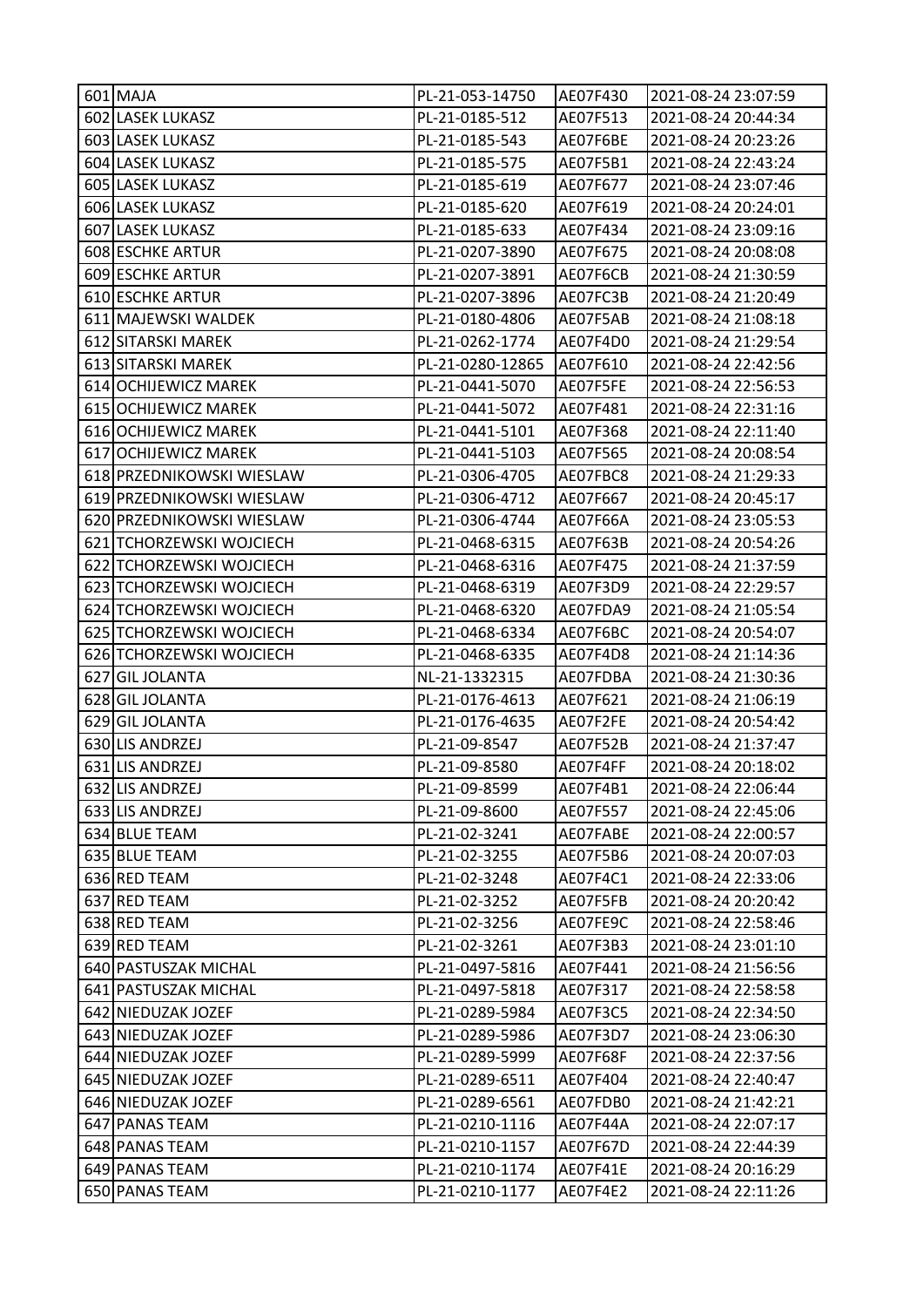| | | | | |
|---|---|---|---|---|
| 601 | MAJA | PL-21-053-14750 | AE07F430 | 2021-08-24 23:07:59 |
| 602 | LASEK LUKASZ | PL-21-0185-512 | AE07F513 | 2021-08-24 20:44:34 |
| 603 | LASEK LUKASZ | PL-21-0185-543 | AE07F6BE | 2021-08-24 20:23:26 |
| 604 | LASEK LUKASZ | PL-21-0185-575 | AE07F5B1 | 2021-08-24 22:43:24 |
| 605 | LASEK LUKASZ | PL-21-0185-619 | AE07F677 | 2021-08-24 23:07:46 |
| 606 | LASEK LUKASZ | PL-21-0185-620 | AE07F619 | 2021-08-24 20:24:01 |
| 607 | LASEK LUKASZ | PL-21-0185-633 | AE07F434 | 2021-08-24 23:09:16 |
| 608 | ESCHKE ARTUR | PL-21-0207-3890 | AE07F675 | 2021-08-24 20:08:08 |
| 609 | ESCHKE ARTUR | PL-21-0207-3891 | AE07F6CB | 2021-08-24 21:30:59 |
| 610 | ESCHKE ARTUR | PL-21-0207-3896 | AE07FC3B | 2021-08-24 21:20:49 |
| 611 | MAJEWSKI WALDEK | PL-21-0180-4806 | AE07F5AB | 2021-08-24 21:08:18 |
| 612 | SITARSKI MAREK | PL-21-0262-1774 | AE07F4D0 | 2021-08-24 21:29:54 |
| 613 | SITARSKI MAREK | PL-21-0280-12865 | AE07F610 | 2021-08-24 22:42:56 |
| 614 | OCHIJEWICZ MAREK | PL-21-0441-5070 | AE07F5FE | 2021-08-24 22:56:53 |
| 615 | OCHIJEWICZ MAREK | PL-21-0441-5072 | AE07F481 | 2021-08-24 22:31:16 |
| 616 | OCHIJEWICZ MAREK | PL-21-0441-5101 | AE07F368 | 2021-08-24 22:11:40 |
| 617 | OCHIJEWICZ MAREK | PL-21-0441-5103 | AE07F565 | 2021-08-24 20:08:54 |
| 618 | PRZEDNIKOWSKI WIESLAW | PL-21-0306-4705 | AE07FBC8 | 2021-08-24 21:29:33 |
| 619 | PRZEDNIKOWSKI WIESLAW | PL-21-0306-4712 | AE07F667 | 2021-08-24 20:45:17 |
| 620 | PRZEDNIKOWSKI WIESLAW | PL-21-0306-4744 | AE07F66A | 2021-08-24 23:05:53 |
| 621 | TCHORZEWSKI WOJCIECH | PL-21-0468-6315 | AE07F63B | 2021-08-24 20:54:26 |
| 622 | TCHORZEWSKI WOJCIECH | PL-21-0468-6316 | AE07F475 | 2021-08-24 21:37:59 |
| 623 | TCHORZEWSKI WOJCIECH | PL-21-0468-6319 | AE07F3D9 | 2021-08-24 22:29:57 |
| 624 | TCHORZEWSKI WOJCIECH | PL-21-0468-6320 | AE07FDA9 | 2021-08-24 21:05:54 |
| 625 | TCHORZEWSKI WOJCIECH | PL-21-0468-6334 | AE07F6BC | 2021-08-24 20:54:07 |
| 626 | TCHORZEWSKI WOJCIECH | PL-21-0468-6335 | AE07F4D8 | 2021-08-24 21:14:36 |
| 627 | GIL JOLANTA | NL-21-1332315 | AE07FDBA | 2021-08-24 21:30:36 |
| 628 | GIL JOLANTA | PL-21-0176-4613 | AE07F621 | 2021-08-24 21:06:19 |
| 629 | GIL JOLANTA | PL-21-0176-4635 | AE07F2FE | 2021-08-24 20:54:42 |
| 630 | LIS ANDRZEJ | PL-21-09-8547 | AE07F52B | 2021-08-24 21:37:47 |
| 631 | LIS ANDRZEJ | PL-21-09-8580 | AE07F4FF | 2021-08-24 20:18:02 |
| 632 | LIS ANDRZEJ | PL-21-09-8599 | AE07F4B1 | 2021-08-24 22:06:44 |
| 633 | LIS ANDRZEJ | PL-21-09-8600 | AE07F557 | 2021-08-24 22:45:06 |
| 634 | BLUE TEAM | PL-21-02-3241 | AE07FABE | 2021-08-24 22:00:57 |
| 635 | BLUE TEAM | PL-21-02-3255 | AE07F5B6 | 2021-08-24 20:07:03 |
| 636 | RED TEAM | PL-21-02-3248 | AE07F4C1 | 2021-08-24 22:33:06 |
| 637 | RED TEAM | PL-21-02-3252 | AE07F5FB | 2021-08-24 20:20:42 |
| 638 | RED TEAM | PL-21-02-3256 | AE07FE9C | 2021-08-24 22:58:46 |
| 639 | RED TEAM | PL-21-02-3261 | AE07F3B3 | 2021-08-24 23:01:10 |
| 640 | PASTUSZAK MICHAL | PL-21-0497-5816 | AE07F441 | 2021-08-24 21:56:56 |
| 641 | PASTUSZAK MICHAL | PL-21-0497-5818 | AE07F317 | 2021-08-24 22:58:58 |
| 642 | NIEDUZAK JOZEF | PL-21-0289-5984 | AE07F3C5 | 2021-08-24 22:34:50 |
| 643 | NIEDUZAK JOZEF | PL-21-0289-5986 | AE07F3D7 | 2021-08-24 23:06:30 |
| 644 | NIEDUZAK JOZEF | PL-21-0289-5999 | AE07F68F | 2021-08-24 22:37:56 |
| 645 | NIEDUZAK JOZEF | PL-21-0289-6511 | AE07F404 | 2021-08-24 22:40:47 |
| 646 | NIEDUZAK JOZEF | PL-21-0289-6561 | AE07FDB0 | 2021-08-24 21:42:21 |
| 647 | PANAS TEAM | PL-21-0210-1116 | AE07F44A | 2021-08-24 22:07:17 |
| 648 | PANAS TEAM | PL-21-0210-1157 | AE07F67D | 2021-08-24 22:44:39 |
| 649 | PANAS TEAM | PL-21-0210-1174 | AE07F41E | 2021-08-24 20:16:29 |
| 650 | PANAS TEAM | PL-21-0210-1177 | AE07F4E2 | 2021-08-24 22:11:26 |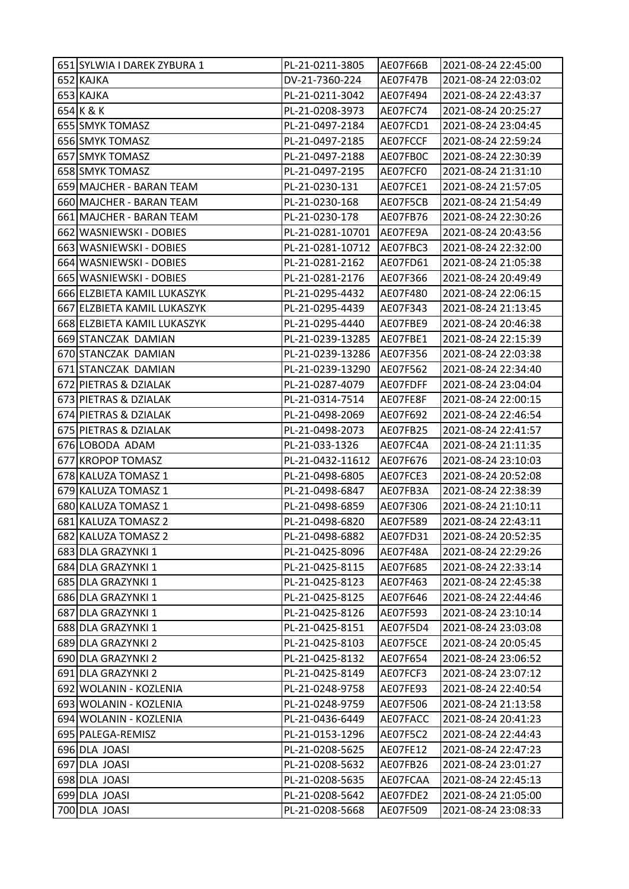| | | | | |
|---|---|---|---|---|
| 651 | SYLWIA I DAREK ZYBURA 1 | PL-21-0211-3805 | AE07F66B | 2021-08-24 22:45:00 |
| 652 | KAJKA | DV-21-7360-224 | AE07F47B | 2021-08-24 22:03:02 |
| 653 | KAJKA | PL-21-0211-3042 | AE07F494 | 2021-08-24 22:43:37 |
| 654 | K & K | PL-21-0208-3973 | AE07FC74 | 2021-08-24 20:25:27 |
| 655 | SMYK TOMASZ | PL-21-0497-2184 | AE07FCD1 | 2021-08-24 23:04:45 |
| 656 | SMYK TOMASZ | PL-21-0497-2185 | AE07FCCF | 2021-08-24 22:59:24 |
| 657 | SMYK TOMASZ | PL-21-0497-2188 | AE07FB0C | 2021-08-24 22:30:39 |
| 658 | SMYK TOMASZ | PL-21-0497-2195 | AE07FCF0 | 2021-08-24 21:31:10 |
| 659 | MAJCHER - BARAN TEAM | PL-21-0230-131 | AE07FCE1 | 2021-08-24 21:57:05 |
| 660 | MAJCHER - BARAN TEAM | PL-21-0230-168 | AE07F5CB | 2021-08-24 21:54:49 |
| 661 | MAJCHER - BARAN TEAM | PL-21-0230-178 | AE07FB76 | 2021-08-24 22:30:26 |
| 662 | WASNIEWSKI - DOBIES | PL-21-0281-10701 | AE07FE9A | 2021-08-24 20:43:56 |
| 663 | WASNIEWSKI - DOBIES | PL-21-0281-10712 | AE07FBC3 | 2021-08-24 22:32:00 |
| 664 | WASNIEWSKI - DOBIES | PL-21-0281-2162 | AE07FD61 | 2021-08-24 21:05:38 |
| 665 | WASNIEWSKI - DOBIES | PL-21-0281-2176 | AE07F366 | 2021-08-24 20:49:49 |
| 666 | ELZBIETA KAMIL LUKASZYK | PL-21-0295-4432 | AE07F480 | 2021-08-24 22:06:15 |
| 667 | ELZBIETA KAMIL LUKASZYK | PL-21-0295-4439 | AE07F343 | 2021-08-24 21:13:45 |
| 668 | ELZBIETA KAMIL LUKASZYK | PL-21-0295-4440 | AE07FBE9 | 2021-08-24 20:46:38 |
| 669 | STANCZAK DAMIAN | PL-21-0239-13285 | AE07FBE1 | 2021-08-24 22:15:39 |
| 670 | STANCZAK DAMIAN | PL-21-0239-13286 | AE07F356 | 2021-08-24 22:03:38 |
| 671 | STANCZAK DAMIAN | PL-21-0239-13290 | AE07F562 | 2021-08-24 22:34:40 |
| 672 | PIETRAS & DZIALAK | PL-21-0287-4079 | AE07FDFF | 2021-08-24 23:04:04 |
| 673 | PIETRAS & DZIALAK | PL-21-0314-7514 | AE07FE8F | 2021-08-24 22:00:15 |
| 674 | PIETRAS & DZIALAK | PL-21-0498-2069 | AE07F692 | 2021-08-24 22:46:54 |
| 675 | PIETRAS & DZIALAK | PL-21-0498-2073 | AE07FB25 | 2021-08-24 22:41:57 |
| 676 | LOBODA ADAM | PL-21-033-1326 | AE07FC4A | 2021-08-24 21:11:35 |
| 677 | KROPOP TOMASZ | PL-21-0432-11612 | AE07F676 | 2021-08-24 23:10:03 |
| 678 | KALUZA TOMASZ 1 | PL-21-0498-6805 | AE07FCE3 | 2021-08-24 20:52:08 |
| 679 | KALUZA TOMASZ 1 | PL-21-0498-6847 | AE07FB3A | 2021-08-24 22:38:39 |
| 680 | KALUZA TOMASZ 1 | PL-21-0498-6859 | AE07F306 | 2021-08-24 21:10:11 |
| 681 | KALUZA TOMASZ 2 | PL-21-0498-6820 | AE07F589 | 2021-08-24 22:43:11 |
| 682 | KALUZA TOMASZ 2 | PL-21-0498-6882 | AE07FD31 | 2021-08-24 20:52:35 |
| 683 | DLA GRAZYNKI 1 | PL-21-0425-8096 | AE07F48A | 2021-08-24 22:29:26 |
| 684 | DLA GRAZYNKI 1 | PL-21-0425-8115 | AE07F685 | 2021-08-24 22:33:14 |
| 685 | DLA GRAZYNKI 1 | PL-21-0425-8123 | AE07F463 | 2021-08-24 22:45:38 |
| 686 | DLA GRAZYNKI 1 | PL-21-0425-8125 | AE07F646 | 2021-08-24 22:44:46 |
| 687 | DLA GRAZYNKI 1 | PL-21-0425-8126 | AE07F593 | 2021-08-24 23:10:14 |
| 688 | DLA GRAZYNKI 1 | PL-21-0425-8151 | AE07F5D4 | 2021-08-24 23:03:08 |
| 689 | DLA GRAZYNKI 2 | PL-21-0425-8103 | AE07F5CE | 2021-08-24 20:05:45 |
| 690 | DLA GRAZYNKI 2 | PL-21-0425-8132 | AE07F654 | 2021-08-24 23:06:52 |
| 691 | DLA GRAZYNKI 2 | PL-21-0425-8149 | AE07FCF3 | 2021-08-24 23:07:12 |
| 692 | WOLANIN - KOZLENIA | PL-21-0248-9758 | AE07FE93 | 2021-08-24 22:40:54 |
| 693 | WOLANIN - KOZLENIA | PL-21-0248-9759 | AE07F506 | 2021-08-24 21:13:58 |
| 694 | WOLANIN - KOZLENIA | PL-21-0436-6449 | AE07FACC | 2021-08-24 20:41:23 |
| 695 | PALEGA-REMISZ | PL-21-0153-1296 | AE07F5C2 | 2021-08-24 22:44:43 |
| 696 | DLA JOASI | PL-21-0208-5625 | AE07FE12 | 2021-08-24 22:47:23 |
| 697 | DLA JOASI | PL-21-0208-5632 | AE07FB26 | 2021-08-24 23:01:27 |
| 698 | DLA JOASI | PL-21-0208-5635 | AE07FCAA | 2021-08-24 22:45:13 |
| 699 | DLA JOASI | PL-21-0208-5642 | AE07FDE2 | 2021-08-24 21:05:00 |
| 700 | DLA JOASI | PL-21-0208-5668 | AE07F509 | 2021-08-24 23:08:33 |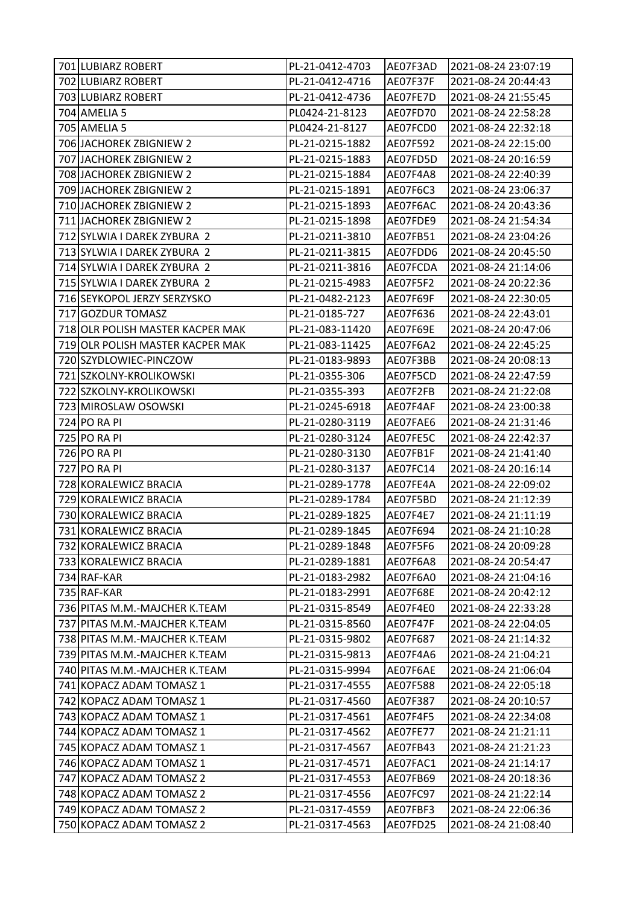| 701 | LUBIARZ ROBERT | PL-21-0412-4703 | AE07F3AD | 2021-08-24 23:07:19 |
|---|---|---|---|---|
| 702 | LUBIARZ ROBERT | PL-21-0412-4716 | AE07F37F | 2021-08-24 20:44:43 |
| 703 | LUBIARZ ROBERT | PL-21-0412-4736 | AE07FE7D | 2021-08-24 21:55:45 |
| 704 | AMELIA 5 | PL0424-21-8123 | AE07FD70 | 2021-08-24 22:58:28 |
| 705 | AMELIA 5 | PL0424-21-8127 | AE07FCD0 | 2021-08-24 22:32:18 |
| 706 | JACHOREK ZBIGNIEW 2 | PL-21-0215-1882 | AE07F592 | 2021-08-24 22:15:00 |
| 707 | JACHOREK ZBIGNIEW 2 | PL-21-0215-1883 | AE07FD5D | 2021-08-24 20:16:59 |
| 708 | JACHOREK ZBIGNIEW 2 | PL-21-0215-1884 | AE07F4A8 | 2021-08-24 22:40:39 |
| 709 | JACHOREK ZBIGNIEW 2 | PL-21-0215-1891 | AE07F6C3 | 2021-08-24 23:06:37 |
| 710 | JACHOREK ZBIGNIEW 2 | PL-21-0215-1893 | AE07F6AC | 2021-08-24 20:43:36 |
| 711 | JACHOREK ZBIGNIEW 2 | PL-21-0215-1898 | AE07FDE9 | 2021-08-24 21:54:34 |
| 712 | SYLWIA I DAREK ZYBURA 2 | PL-21-0211-3810 | AE07FB51 | 2021-08-24 23:04:26 |
| 713 | SYLWIA I DAREK ZYBURA 2 | PL-21-0211-3815 | AE07FDD6 | 2021-08-24 20:45:50 |
| 714 | SYLWIA I DAREK ZYBURA 2 | PL-21-0211-3816 | AE07FCDA | 2021-08-24 21:14:06 |
| 715 | SYLWIA I DAREK ZYBURA 2 | PL-21-0215-4983 | AE07F5F2 | 2021-08-24 20:22:36 |
| 716 | SEYKOPOL JERZY SERZYSKO | PL-21-0482-2123 | AE07F69F | 2021-08-24 22:30:05 |
| 717 | GOZDUR TOMASZ | PL-21-0185-727 | AE07F636 | 2021-08-24 22:43:01 |
| 718 | OLR POLISH MASTER KACPER MAK | PL-21-083-11420 | AE07F69E | 2021-08-24 20:47:06 |
| 719 | OLR POLISH MASTER KACPER MAK | PL-21-083-11425 | AE07F6A2 | 2021-08-24 22:45:25 |
| 720 | SZYDLOWIEC-PINCZOW | PL-21-0183-9893 | AE07F3BB | 2021-08-24 20:08:13 |
| 721 | SZKOLNY-KROLIKOWSKI | PL-21-0355-306 | AE07F5CD | 2021-08-24 22:47:59 |
| 722 | SZKOLNY-KROLIKOWSKI | PL-21-0355-393 | AE07F2FB | 2021-08-24 21:22:08 |
| 723 | MIROSLAW OSOWSKI | PL-21-0245-6918 | AE07F4AF | 2021-08-24 23:00:38 |
| 724 | PO RA PI | PL-21-0280-3119 | AE07FAE6 | 2021-08-24 21:31:46 |
| 725 | PO RA PI | PL-21-0280-3124 | AE07FE5C | 2021-08-24 22:42:37 |
| 726 | PO RA PI | PL-21-0280-3130 | AE07FB1F | 2021-08-24 21:41:40 |
| 727 | PO RA PI | PL-21-0280-3137 | AE07FC14 | 2021-08-24 20:16:14 |
| 728 | KORALEWICZ BRACIA | PL-21-0289-1778 | AE07FE4A | 2021-08-24 22:09:02 |
| 729 | KORALEWICZ BRACIA | PL-21-0289-1784 | AE07F5BD | 2021-08-24 21:12:39 |
| 730 | KORALEWICZ BRACIA | PL-21-0289-1825 | AE07F4E7 | 2021-08-24 21:11:19 |
| 731 | KORALEWICZ BRACIA | PL-21-0289-1845 | AE07F694 | 2021-08-24 21:10:28 |
| 732 | KORALEWICZ BRACIA | PL-21-0289-1848 | AE07F5F6 | 2021-08-24 20:09:28 |
| 733 | KORALEWICZ BRACIA | PL-21-0289-1881 | AE07F6A8 | 2021-08-24 20:54:47 |
| 734 | RAF-KAR | PL-21-0183-2982 | AE07F6A0 | 2021-08-24 21:04:16 |
| 735 | RAF-KAR | PL-21-0183-2991 | AE07F68E | 2021-08-24 20:42:12 |
| 736 | PITAS M.M.-MAJCHER K.TEAM | PL-21-0315-8549 | AE07F4E0 | 2021-08-24 22:33:28 |
| 737 | PITAS M.M.-MAJCHER K.TEAM | PL-21-0315-8560 | AE07F47F | 2021-08-24 22:04:05 |
| 738 | PITAS M.M.-MAJCHER K.TEAM | PL-21-0315-9802 | AE07F687 | 2021-08-24 21:14:32 |
| 739 | PITAS M.M.-MAJCHER K.TEAM | PL-21-0315-9813 | AE07F4A6 | 2021-08-24 21:04:21 |
| 740 | PITAS M.M.-MAJCHER K.TEAM | PL-21-0315-9994 | AE07F6AE | 2021-08-24 21:06:04 |
| 741 | KOPACZ ADAM TOMASZ 1 | PL-21-0317-4555 | AE07F588 | 2021-08-24 22:05:18 |
| 742 | KOPACZ ADAM TOMASZ 1 | PL-21-0317-4560 | AE07F387 | 2021-08-24 20:10:57 |
| 743 | KOPACZ ADAM TOMASZ 1 | PL-21-0317-4561 | AE07F4F5 | 2021-08-24 22:34:08 |
| 744 | KOPACZ ADAM TOMASZ 1 | PL-21-0317-4562 | AE07FE77 | 2021-08-24 21:21:11 |
| 745 | KOPACZ ADAM TOMASZ 1 | PL-21-0317-4567 | AE07FB43 | 2021-08-24 21:21:23 |
| 746 | KOPACZ ADAM TOMASZ 1 | PL-21-0317-4571 | AE07FAC1 | 2021-08-24 21:14:17 |
| 747 | KOPACZ ADAM TOMASZ 2 | PL-21-0317-4553 | AE07FB69 | 2021-08-24 20:18:36 |
| 748 | KOPACZ ADAM TOMASZ 2 | PL-21-0317-4556 | AE07FC97 | 2021-08-24 21:22:14 |
| 749 | KOPACZ ADAM TOMASZ 2 | PL-21-0317-4559 | AE07FBF3 | 2021-08-24 22:06:36 |
| 750 | KOPACZ ADAM TOMASZ 2 | PL-21-0317-4563 | AE07FD25 | 2021-08-24 21:08:40 |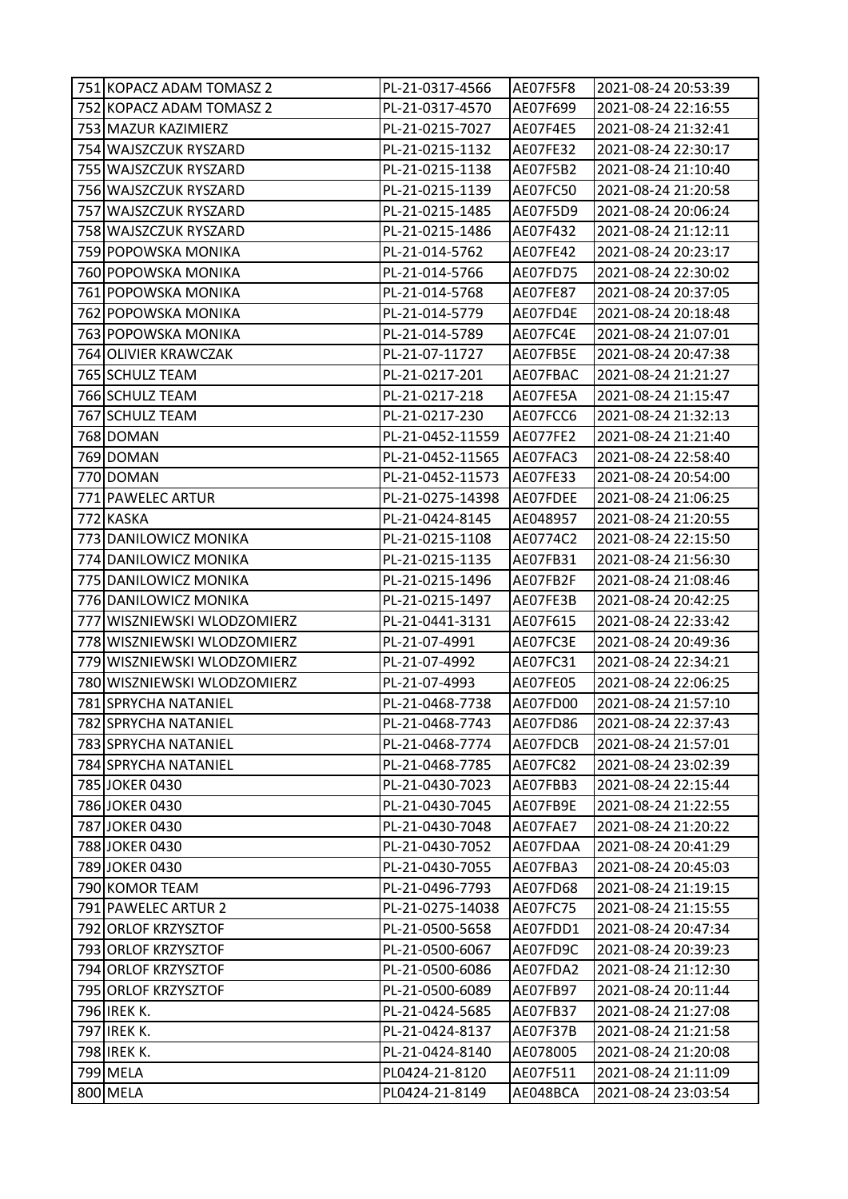| | | | | |
|---|---|---|---|---|
| 751 | KOPACZ ADAM TOMASZ 2 | PL-21-0317-4566 | AE07F5F8 | 2021-08-24 20:53:39 |
| 752 | KOPACZ ADAM TOMASZ 2 | PL-21-0317-4570 | AE07F699 | 2021-08-24 22:16:55 |
| 753 | MAZUR KAZIMIERZ | PL-21-0215-7027 | AE07F4E5 | 2021-08-24 21:32:41 |
| 754 | WAJSZCZUK RYSZARD | PL-21-0215-1132 | AE07FE32 | 2021-08-24 22:30:17 |
| 755 | WAJSZCZUK RYSZARD | PL-21-0215-1138 | AE07F5B2 | 2021-08-24 21:10:40 |
| 756 | WAJSZCZUK RYSZARD | PL-21-0215-1139 | AE07FC50 | 2021-08-24 21:20:58 |
| 757 | WAJSZCZUK RYSZARD | PL-21-0215-1485 | AE07F5D9 | 2021-08-24 20:06:24 |
| 758 | WAJSZCZUK RYSZARD | PL-21-0215-1486 | AE07F432 | 2021-08-24 21:12:11 |
| 759 | POPOWSKA MONIKA | PL-21-014-5762 | AE07FE42 | 2021-08-24 20:23:17 |
| 760 | POPOWSKA MONIKA | PL-21-014-5766 | AE07FD75 | 2021-08-24 22:30:02 |
| 761 | POPOWSKA MONIKA | PL-21-014-5768 | AE07FE87 | 2021-08-24 20:37:05 |
| 762 | POPOWSKA MONIKA | PL-21-014-5779 | AE07FD4E | 2021-08-24 20:18:48 |
| 763 | POPOWSKA MONIKA | PL-21-014-5789 | AE07FC4E | 2021-08-24 21:07:01 |
| 764 | OLIVIER KRAWCZAK | PL-21-07-11727 | AE07FB5E | 2021-08-24 20:47:38 |
| 765 | SCHULZ TEAM | PL-21-0217-201 | AE07FBAC | 2021-08-24 21:21:27 |
| 766 | SCHULZ TEAM | PL-21-0217-218 | AE07FE5A | 2021-08-24 21:15:47 |
| 767 | SCHULZ TEAM | PL-21-0217-230 | AE07FCC6 | 2021-08-24 21:32:13 |
| 768 | DOMAN | PL-21-0452-11559 | AE077FE2 | 2021-08-24 21:21:40 |
| 769 | DOMAN | PL-21-0452-11565 | AE07FAC3 | 2021-08-24 22:58:40 |
| 770 | DOMAN | PL-21-0452-11573 | AE07FE33 | 2021-08-24 20:54:00 |
| 771 | PAWELEC ARTUR | PL-21-0275-14398 | AE07FDEE | 2021-08-24 21:06:25 |
| 772 | KASKA | PL-21-0424-8145 | AE048957 | 2021-08-24 21:20:55 |
| 773 | DANILOWICZ MONIKA | PL-21-0215-1108 | AE0774C2 | 2021-08-24 22:15:50 |
| 774 | DANILOWICZ MONIKA | PL-21-0215-1135 | AE07FB31 | 2021-08-24 21:56:30 |
| 775 | DANILOWICZ MONIKA | PL-21-0215-1496 | AE07FB2F | 2021-08-24 21:08:46 |
| 776 | DANILOWICZ MONIKA | PL-21-0215-1497 | AE07FE3B | 2021-08-24 20:42:25 |
| 777 | WISZNIEWSKI WLODZOMIERZ | PL-21-0441-3131 | AE07F615 | 2021-08-24 22:33:42 |
| 778 | WISZNIEWSKI WLODZOMIERZ | PL-21-07-4991 | AE07FC3E | 2021-08-24 20:49:36 |
| 779 | WISZNIEWSKI WLODZOMIERZ | PL-21-07-4992 | AE07FC31 | 2021-08-24 22:34:21 |
| 780 | WISZNIEWSKI WLODZOMIERZ | PL-21-07-4993 | AE07FE05 | 2021-08-24 22:06:25 |
| 781 | SPRYCHA NATANIEL | PL-21-0468-7738 | AE07FD00 | 2021-08-24 21:57:10 |
| 782 | SPRYCHA NATANIEL | PL-21-0468-7743 | AE07FD86 | 2021-08-24 22:37:43 |
| 783 | SPRYCHA NATANIEL | PL-21-0468-7774 | AE07FDCB | 2021-08-24 21:57:01 |
| 784 | SPRYCHA NATANIEL | PL-21-0468-7785 | AE07FC82 | 2021-08-24 23:02:39 |
| 785 | JOKER 0430 | PL-21-0430-7023 | AE07FBB3 | 2021-08-24 22:15:44 |
| 786 | JOKER 0430 | PL-21-0430-7045 | AE07FB9E | 2021-08-24 21:22:55 |
| 787 | JOKER 0430 | PL-21-0430-7048 | AE07FAE7 | 2021-08-24 21:20:22 |
| 788 | JOKER 0430 | PL-21-0430-7052 | AE07FDAA | 2021-08-24 20:41:29 |
| 789 | JOKER 0430 | PL-21-0430-7055 | AE07FBA3 | 2021-08-24 20:45:03 |
| 790 | KOMOR TEAM | PL-21-0496-7793 | AE07FD68 | 2021-08-24 21:19:15 |
| 791 | PAWELEC ARTUR 2 | PL-21-0275-14038 | AE07FC75 | 2021-08-24 21:15:55 |
| 792 | ORLOF KRZYSZTOF | PL-21-0500-5658 | AE07FDD1 | 2021-08-24 20:47:34 |
| 793 | ORLOF KRZYSZTOF | PL-21-0500-6067 | AE07FD9C | 2021-08-24 20:39:23 |
| 794 | ORLOF KRZYSZTOF | PL-21-0500-6086 | AE07FDA2 | 2021-08-24 21:12:30 |
| 795 | ORLOF KRZYSZTOF | PL-21-0500-6089 | AE07FB97 | 2021-08-24 20:11:44 |
| 796 | IREK K. | PL-21-0424-5685 | AE07FB37 | 2021-08-24 21:27:08 |
| 797 | IREK K. | PL-21-0424-8137 | AE07F37B | 2021-08-24 21:21:58 |
| 798 | IREK K. | PL-21-0424-8140 | AE078005 | 2021-08-24 21:20:08 |
| 799 | MELA | PL0424-21-8120 | AE07F511 | 2021-08-24 21:11:09 |
| 800 | MELA | PL0424-21-8149 | AE048BCA | 2021-08-24 23:03:54 |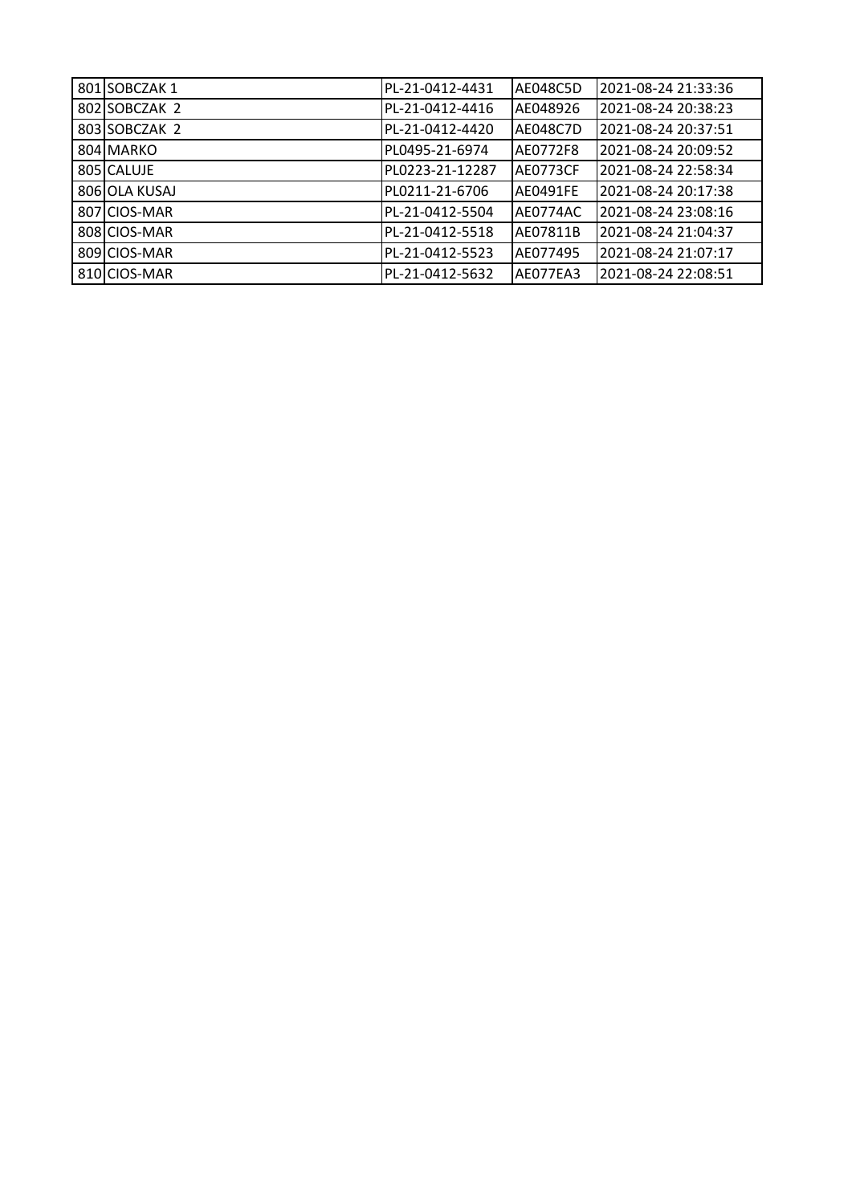| | | | | |
|---|---|---|---|---|
| 801 | SOBCZAK 1 | PL-21-0412-4431 | AE048C5D | 2021-08-24 21:33:36 |
| 802 | SOBCZAK 2 | PL-21-0412-4416 | AE048926 | 2021-08-24 20:38:23 |
| 803 | SOBCZAK 2 | PL-21-0412-4420 | AE048C7D | 2021-08-24 20:37:51 |
| 804 | MARKO | PL0495-21-6974 | AE0772F8 | 2021-08-24 20:09:52 |
| 805 | CALUJE | PL0223-21-12287 | AE0773CF | 2021-08-24 22:58:34 |
| 806 | OLA KUSAJ | PL0211-21-6706 | AE0491FE | 2021-08-24 20:17:38 |
| 807 | CIOS-MAR | PL-21-0412-5504 | AE0774AC | 2021-08-24 23:08:16 |
| 808 | CIOS-MAR | PL-21-0412-5518 | AE07811B | 2021-08-24 21:04:37 |
| 809 | CIOS-MAR | PL-21-0412-5523 | AE077495 | 2021-08-24 21:07:17 |
| 810 | CIOS-MAR | PL-21-0412-5632 | AE077EA3 | 2021-08-24 22:08:51 |